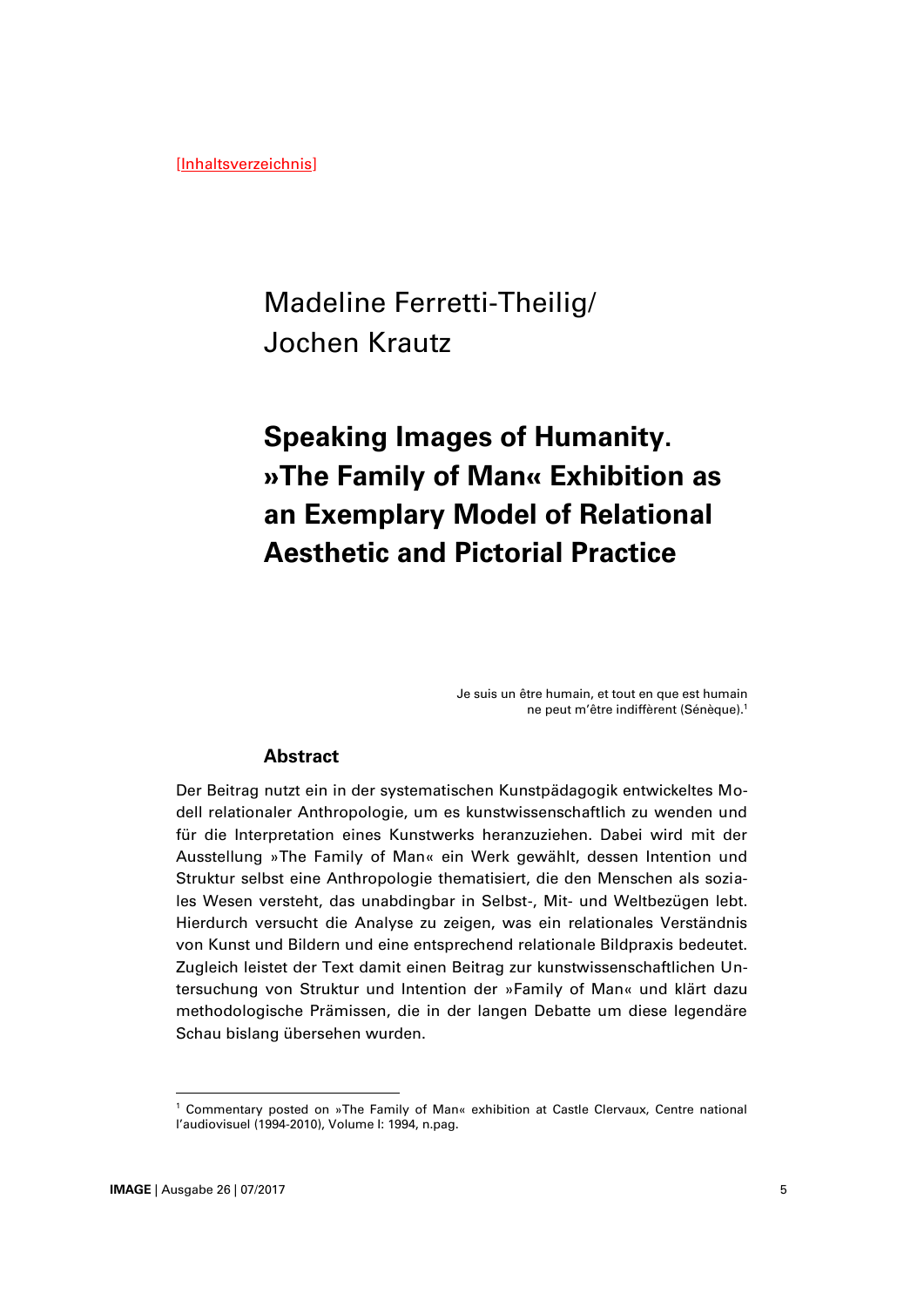[Inhaltsverzeichnis]

Madeline Ferretti-Theilig/
Jochen Krautz

# Speaking Images of Humanity. »The Family of Man« Exhibition as an Exemplary Model of Relational Aesthetic and Pictorial Practice

> Je suis un être humain, et tout en que est humain
> ne peut m'être indiffèrent (Sénèque).[1]

## Abstract

Der Beitrag nutzt ein in der systematischen Kunstpädagogik entwickeltes Modell relationaler Anthropologie, um es kunstwissenschaftlich zu wenden und für die Interpretation eines Kunstwerks heranzuziehen. Dabei wird mit der Ausstellung »The Family of Man« ein Werk gewählt, dessen Intention und Struktur selbst eine Anthropologie thematisiert, die den Menschen als soziales Wesen versteht, das unabdingbar in Selbst-, Mit- und Weltbezügen lebt. Hierdurch versucht die Analyse zu zeigen, was ein relationales Verständnis von Kunst und Bildern und eine entsprechend relationale Bildpraxis bedeutet. Zugleich leistet der Text damit einen Beitrag zur kunstwissenschaftlichen Untersuchung von Struktur und Intention der »Family of Man« und klärt dazu methodologische Prämissen, die in der langen Debatte um diese legendäre Schau bislang übersehen wurden.

---

[1] Commentary posted on »The Family of Man« exhibition at Castle Clervaux, Centre national l'audiovisuel (1994-2010), Volume I: 1994, n.pag.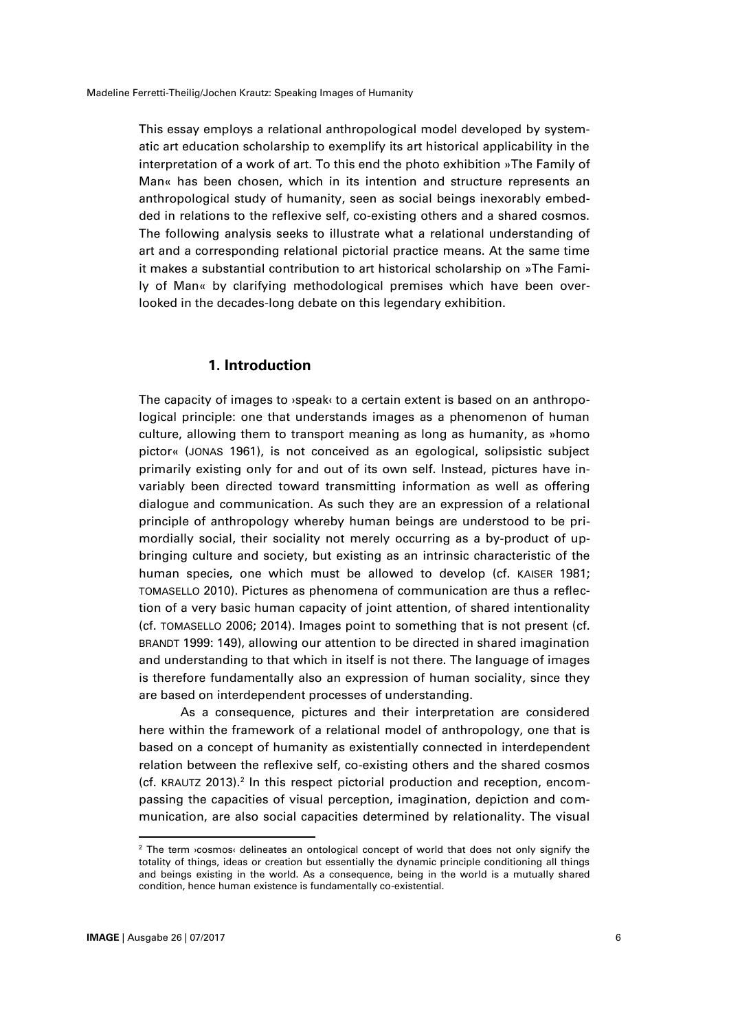This essay employs a relational anthropological model developed by systematic art education scholarship to exemplify its art historical applicability in the interpretation of a work of art. To this end the photo exhibition »The Family of Man« has been chosen, which in its intention and structure represents an anthropological study of humanity, seen as social beings inexorably embedded in relations to the reflexive self, co-existing others and a shared cosmos. The following analysis seeks to illustrate what a relational understanding of art and a corresponding relational pictorial practice means. At the same time it makes a substantial contribution to art historical scholarship on »The Family of Man« by clarifying methodological premises which have been overlooked in the decades-long debate on this legendary exhibition.

## 1. Introduction

The capacity of images to ›speak‹ to a certain extent is based on an anthropological principle: one that understands images as a phenomenon of human culture, allowing them to transport meaning as long as humanity, as »homo pictor« (JONAS 1961), is not conceived as an egological, solipsistic subject primarily existing only for and out of its own self. Instead, pictures have invariably been directed toward transmitting information as well as offering dialogue and communication. As such they are an expression of a relational principle of anthropology whereby human beings are understood to be primordially social, their sociality not merely occurring as a by-product of upbringing culture and society, but existing as an intrinsic characteristic of the human species, one which must be allowed to develop (cf. KAISER 1981; TOMASELLO 2010). Pictures as phenomena of communication are thus a reflection of a very basic human capacity of joint attention, of shared intentionality (cf. TOMASELLO 2006; 2014). Images point to something that is not present (cf. BRANDT 1999: 149), allowing our attention to be directed in shared imagination and understanding to that which in itself is not there. The language of images is therefore fundamentally also an expression of human sociality, since they are based on interdependent processes of understanding.

As a consequence, pictures and their interpretation are considered here within the framework of a relational model of anthropology, one that is based on a concept of humanity as existentially connected in interdependent relation between the reflexive self, co-existing others and the shared cosmos (cf. KRAUTZ 2013).[2] In this respect pictorial production and reception, encompassing the capacities of visual perception, imagination, depiction and communication, are also social capacities determined by relationality. The visual

[2] The term ›cosmos‹ delineates an ontological concept of world that does not only signify the totality of things, ideas or creation but essentially the dynamic principle conditioning all things and beings existing in the world. As a consequence, being in the world is a mutually shared condition, hence human existence is fundamentally co-existential.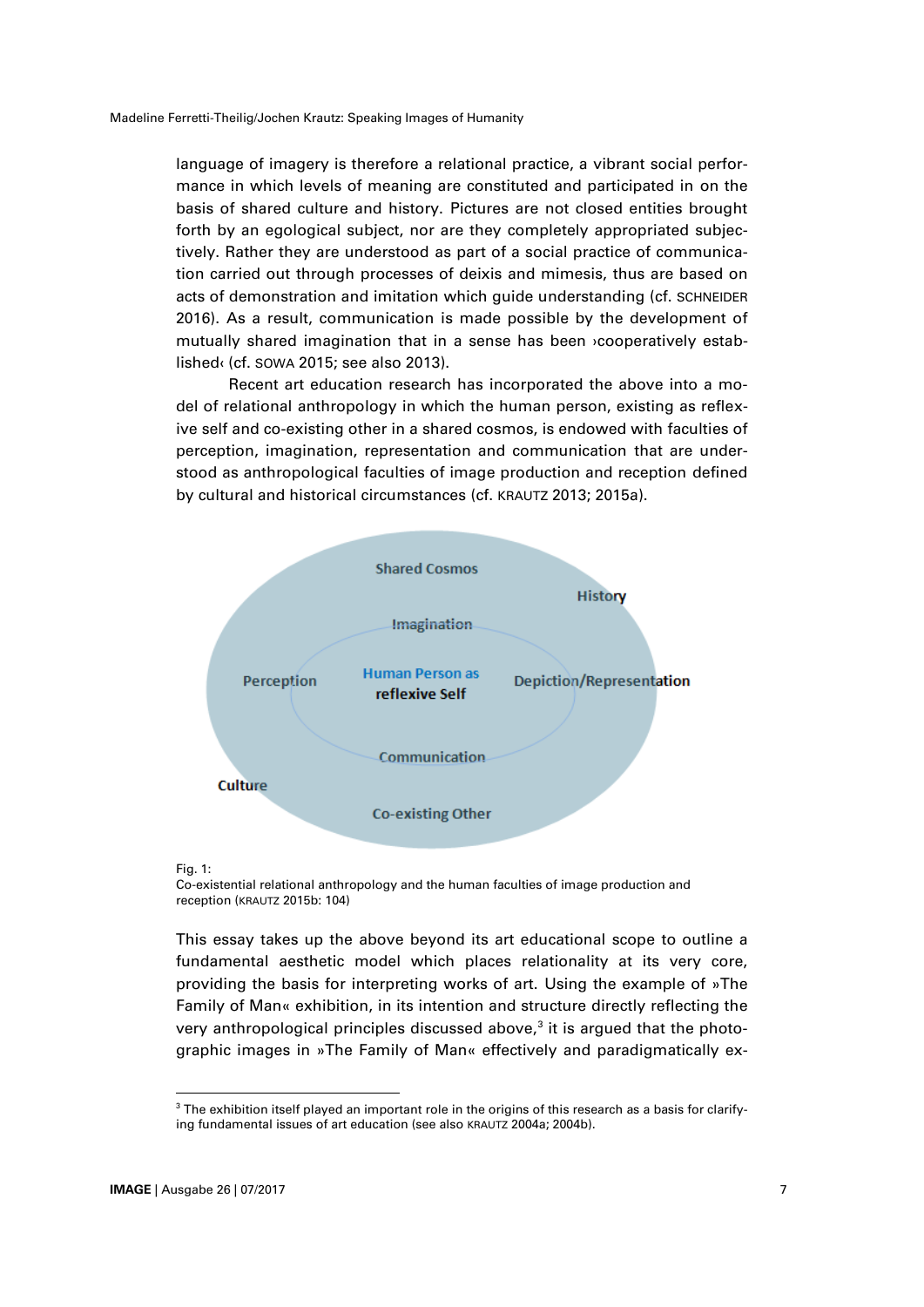language of imagery is therefore a relational practice, a vibrant social performance in which levels of meaning are constituted and participated in on the basis of shared culture and history. Pictures are not closed entities brought forth by an egological subject, nor are they completely appropriated subjectively. Rather they are understood as part of a social practice of communication carried out through processes of deixis and mimesis, thus are based on acts of demonstration and imitation which guide understanding (cf. SCHNEIDER 2016). As a result, communication is made possible by the development of mutually shared imagination that in a sense has been ›cooperatively established‹ (cf. SOWA 2015; see also 2013).

Recent art education research has incorporated the above into a model of relational anthropology in which the human person, existing as reflexive self and co-existing other in a shared cosmos, is endowed with faculties of perception, imagination, representation and communication that are understood as anthropological faculties of image production and reception defined by cultural and historical circumstances (cf. KRAUTZ 2013; 2015a).

Shared Cosmos

History

Imagination

Perception

Human Person as **reflexive Self**

**Depiction/Representation**

Communication

**Culture**

Co-existing Other

Fig. 1:
Co-existential relational anthropology and the human faculties of image production and reception (KRAUTZ 2015b: 104)

This essay takes up the above beyond its art educational scope to outline a fundamental aesthetic model which places relationality at its very core, providing the basis for interpreting works of art. Using the example of »The Family of Man« exhibition, in its intention and structure directly reflecting the very anthropological principles discussed above,[3] it is argued that the photographic images in »The Family of Man« effectively and paradigmatically ex-

[3] The exhibition itself played an important role in the origins of this research as a basis for clarifying fundamental issues of art education (see also KRAUTZ 2004a; 2004b).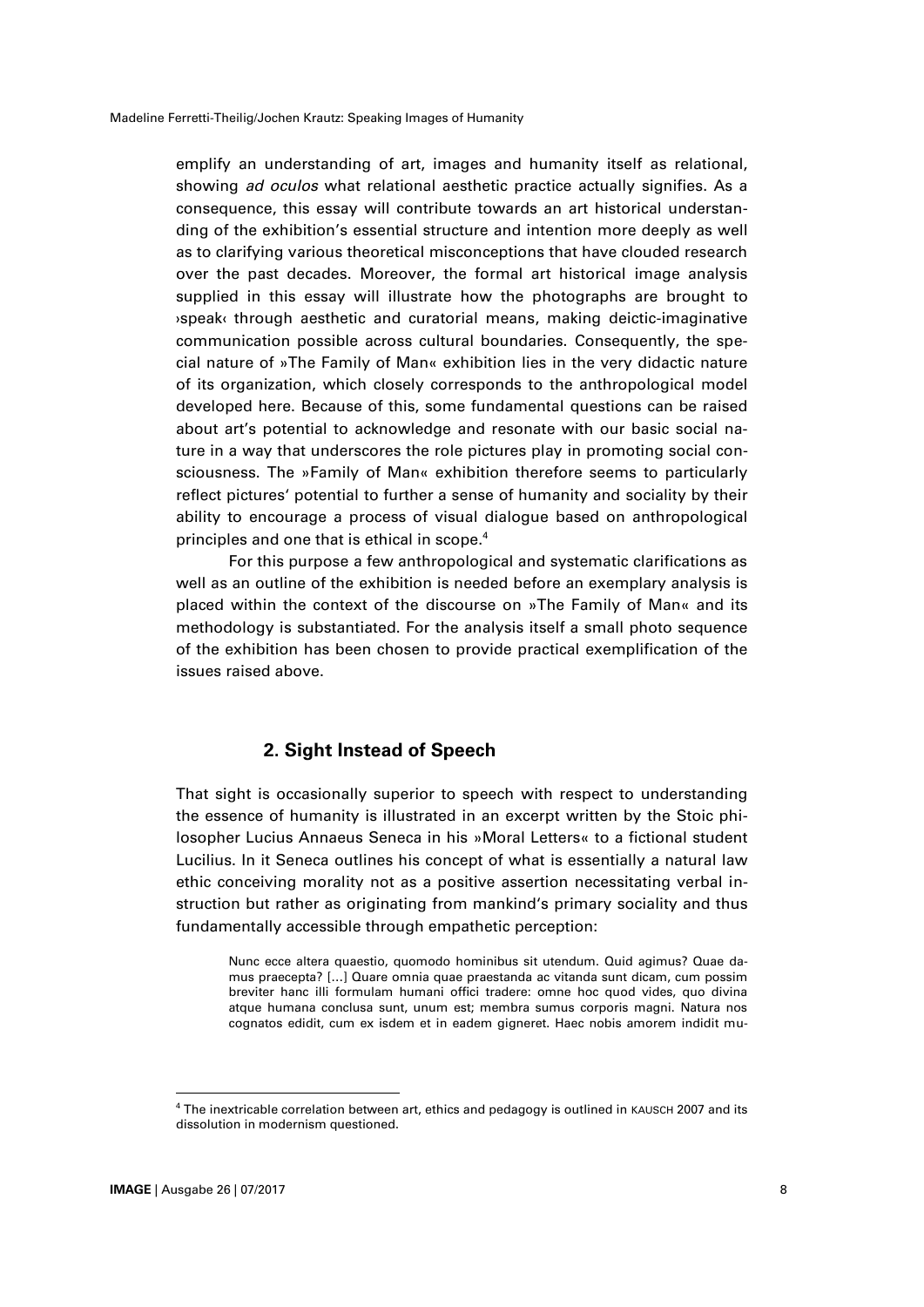emplify an understanding of art, images and humanity itself as relational, showing *ad oculos* what relational aesthetic practice actually signifies. As a consequence, this essay will contribute towards an art historical understanding of the exhibition's essential structure and intention more deeply as well as to clarifying various theoretical misconceptions that have clouded research over the past decades. Moreover, the formal art historical image analysis supplied in this essay will illustrate how the photographs are brought to ›speak‹ through aesthetic and curatorial means, making deictic-imaginative communication possible across cultural boundaries. Consequently, the special nature of »The Family of Man« exhibition lies in the very didactic nature of its organization, which closely corresponds to the anthropological model developed here. Because of this, some fundamental questions can be raised about art's potential to acknowledge and resonate with our basic social nature in a way that underscores the role pictures play in promoting social consciousness. The »Family of Man« exhibition therefore seems to particularly reflect pictures' potential to further a sense of humanity and sociality by their ability to encourage a process of visual dialogue based on anthropological principles and one that is ethical in scope.[4]

For this purpose a few anthropological and systematic clarifications as well as an outline of the exhibition is needed before an exemplary analysis is placed within the context of the discourse on »The Family of Man« and its methodology is substantiated. For the analysis itself a small photo sequence of the exhibition has been chosen to provide practical exemplification of the issues raised above.

## 2. Sight Instead of Speech

That sight is occasionally superior to speech with respect to understanding the essence of humanity is illustrated in an excerpt written by the Stoic philosopher Lucius Annaeus Seneca in his »Moral Letters« to a fictional student Lucilius. In it Seneca outlines his concept of what is essentially a natural law ethic conceiving morality not as a positive assertion necessitating verbal instruction but rather as originating from mankind's primary sociality and thus fundamentally accessible through empathetic perception:

> Nunc ecce altera quaestio, quomodo hominibus sit utendum. Quid agimus? Quae damus praecepta? [...] Quare omnia quae praestanda ac vitanda sunt dicam, cum possim breviter hanc illi formulam humani offici tradere: omne hoc quod vides, quo divina atque humana conclusa sunt, unum est; membra sumus corporis magni. Natura nos cognatos edidit, cum ex isdem et in eadem gigneret. Haec nobis amorem indidit mu-

[4] The inextricable correlation between art, ethics and pedagogy is outlined in KAUSCH 2007 and its dissolution in modernism questioned.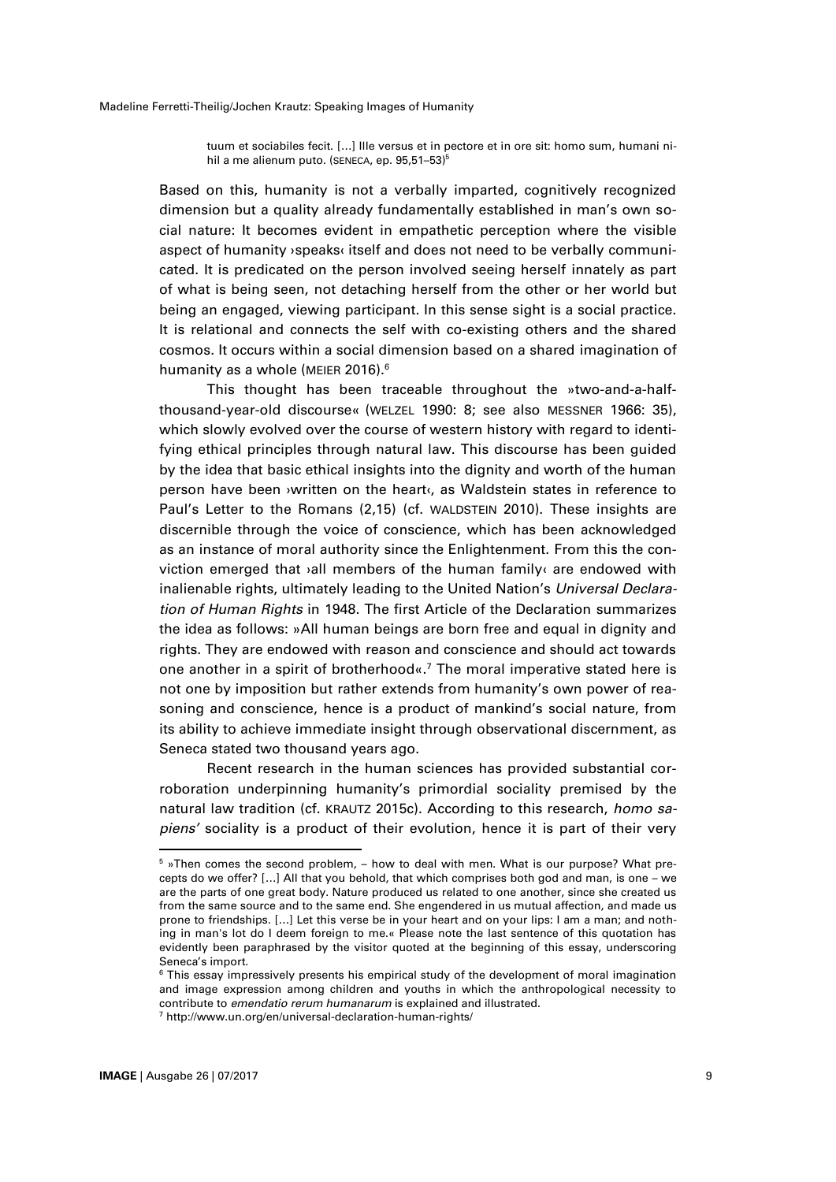> tuum et sociabiles fecit. […] Ille versus et in pectore et in ore sit: homo sum, humani nihil a me alienum puto. (SENECA, ep. 95,51–53)[5]

Based on this, humanity is not a verbally imparted, cognitively recognized dimension but a quality already fundamentally established in man's own social nature: It becomes evident in empathetic perception where the visible aspect of humanity ›speaks‹ itself and does not need to be verbally communicated. It is predicated on the person involved seeing herself innately as part of what is being seen, not detaching herself from the other or her world but being an engaged, viewing participant. In this sense sight is a social practice. It is relational and connects the self with co-existing others and the shared cosmos. It occurs within a social dimension based on a shared imagination of humanity as a whole (MEIER 2016).[6]

This thought has been traceable throughout the »two-and-a-half-thousand-year-old discourse« (WELZEL 1990: 8; see also MESSNER 1966: 35), which slowly evolved over the course of western history with regard to identifying ethical principles through natural law. This discourse has been guided by the idea that basic ethical insights into the dignity and worth of the human person have been ›written on the heart‹, as Waldstein states in reference to Paul's Letter to the Romans (2,15) (cf. WALDSTEIN 2010). These insights are discernible through the voice of conscience, which has been acknowledged as an instance of moral authority since the Enlightenment. From this the conviction emerged that ›all members of the human family‹ are endowed with inalienable rights, ultimately leading to the United Nation's *Universal Declaration of Human Rights* in 1948. The first Article of the Declaration summarizes the idea as follows: »All human beings are born free and equal in dignity and rights. They are endowed with reason and conscience and should act towards one another in a spirit of brotherhood«.[7] The moral imperative stated here is not one by imposition but rather extends from humanity's own power of reasoning and conscience, hence is a product of mankind's social nature, from its ability to achieve immediate insight through observational discernment, as Seneca stated two thousand years ago.

Recent research in the human sciences has provided substantial corroboration underpinning humanity's primordial sociality premised by the natural law tradition (cf. KRAUTZ 2015c). According to this research, *homo sapiens'* sociality is a product of their evolution, hence it is part of their very

---

[5] »Then comes the second problem, – how to deal with men. What is our purpose? What precepts do we offer? […] All that you behold, that which comprises both god and man, is one – we are the parts of one great body. Nature produced us related to one another, since she created us from the same source and to the same end. She engendered in us mutual affection, and made us prone to friendships. […] Let this verse be in your heart and on your lips: I am a man; and nothing in man's lot do I deem foreign to me.« Please note the last sentence of this quotation has evidently been paraphrased by the visitor quoted at the beginning of this essay, underscoring Seneca's import.

[6] This essay impressively presents his empirical study of the development of moral imagination and image expression among children and youths in which the anthropological necessity to contribute to *emendatio rerum humanarum* is explained and illustrated.

[7] http://www.un.org/en/universal-declaration-human-rights/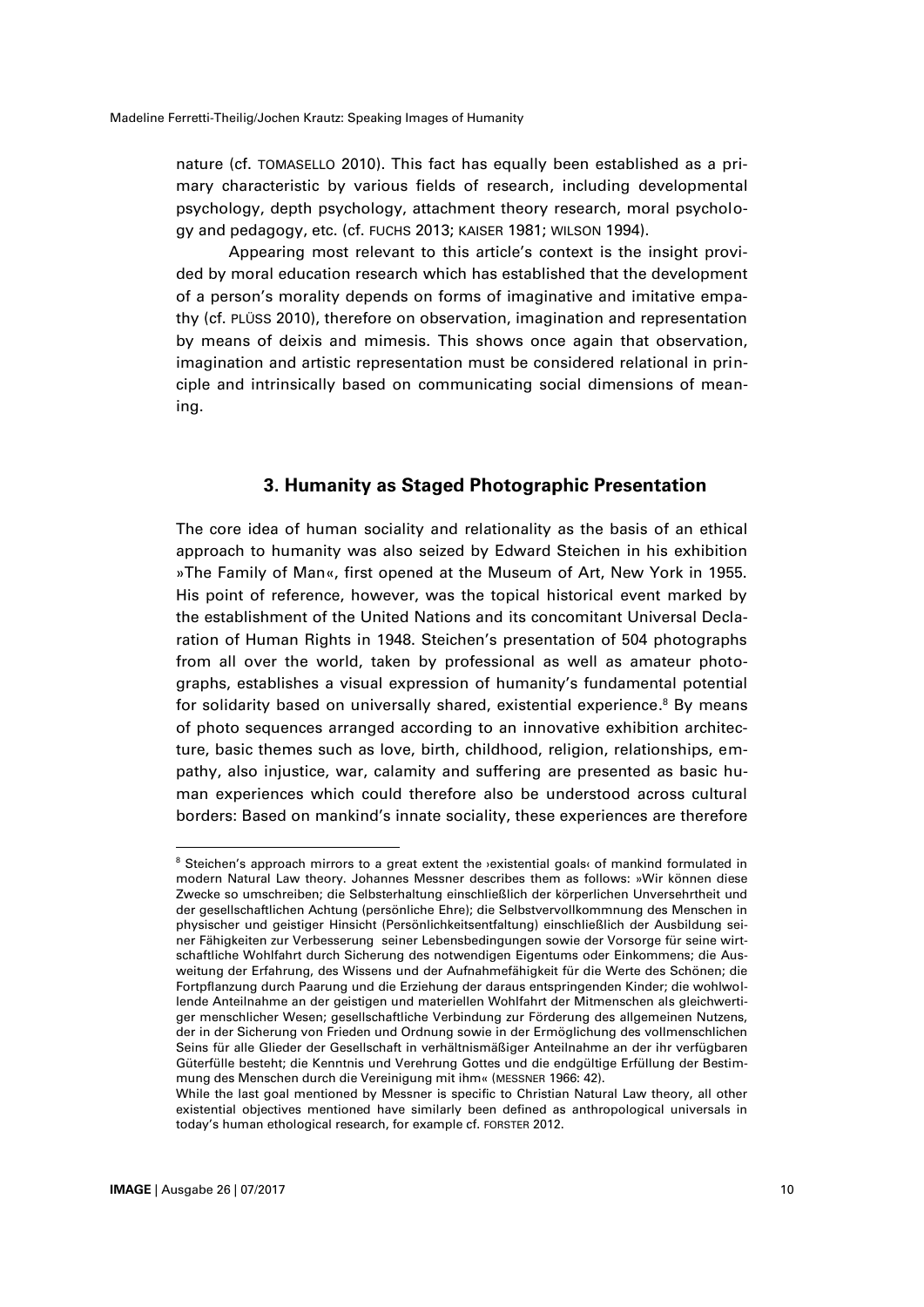nature (cf. TOMASELLO 2010). This fact has equally been established as a primary characteristic by various fields of research, including developmental psychology, depth psychology, attachment theory research, moral psychology and pedagogy, etc. (cf. FUCHS 2013; KAISER 1981; WILSON 1994).

Appearing most relevant to this article's context is the insight provided by moral education research which has established that the development of a person's morality depends on forms of imaginative and imitative empathy (cf. PLÜSS 2010), therefore on observation, imagination and representation by means of deixis and mimesis. This shows once again that observation, imagination and artistic representation must be considered relational in principle and intrinsically based on communicating social dimensions of meaning.

## 3. Humanity as Staged Photographic Presentation

The core idea of human sociality and relationality as the basis of an ethical approach to humanity was also seized by Edward Steichen in his exhibition »The Family of Man«, first opened at the Museum of Art, New York in 1955. His point of reference, however, was the topical historical event marked by the establishment of the United Nations and its concomitant Universal Declaration of Human Rights in 1948. Steichen's presentation of 504 photographs from all over the world, taken by professional as well as amateur photographs, establishes a visual expression of humanity's fundamental potential for solidarity based on universally shared, existential experience.[8] By means of photo sequences arranged according to an innovative exhibition architecture, basic themes such as love, birth, childhood, religion, relationships, empathy, also injustice, war, calamity and suffering are presented as basic human experiences which could therefore also be understood across cultural borders: Based on mankind's innate sociality, these experiences are therefore

---

[8] Steichen's approach mirrors to a great extent the ›existential goals‹ of mankind formulated in modern Natural Law theory. Johannes Messner describes them as follows: »Wir können diese Zwecke so umschreiben; die Selbsterhaltung einschließlich der körperlichen Unversehrtheit und der gesellschaftlichen Achtung (persönliche Ehre); die Selbstvervollkommnung des Menschen in physischer und geistiger Hinsicht (Persönlichkeitsentfaltung) einschließlich der Ausbildung seiner Fähigkeiten zur Verbesserung seiner Lebensbedingungen sowie der Vorsorge für seine wirtschaftliche Wohlfahrt durch Sicherung des notwendigen Eigentums oder Einkommens; die Ausweitung der Erfahrung, des Wissens und der Aufnahmefähigkeit für die Werte des Schönen; die Fortpflanzung durch Paarung und die Erziehung der daraus entspringenden Kinder; die wohlwollende Anteilnahme an der geistigen und materiellen Wohlfahrt der Mitmenschen als gleichwertiger menschlicher Wesen; gesellschaftliche Verbindung zur Förderung des allgemeinen Nutzens, der in der Sicherung von Frieden und Ordnung sowie in der Ermöglichung des vollmenschlichen Seins für alle Glieder der Gesellschaft in verhältnismäßiger Anteilnahme an der ihr verfügbaren Güterfülle besteht; die Kenntnis und Verehrung Gottes und die endgültige Erfüllung der Bestimmung des Menschen durch die Vereinigung mit ihm« (MESSNER 1966: 42).
While the last goal mentioned by Messner is specific to Christian Natural Law theory, all other existential objectives mentioned have similarly been defined as anthropological universals in today's human ethological research, for example cf. FORSTER 2012.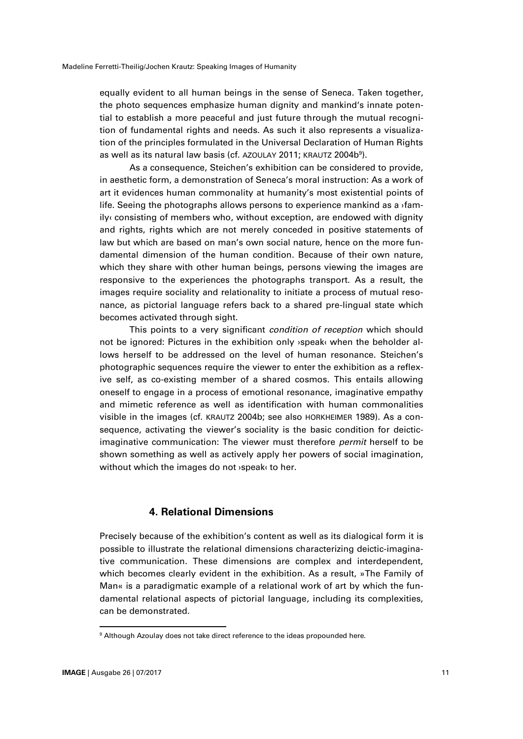equally evident to all human beings in the sense of Seneca. Taken together, the photo sequences emphasize human dignity and mankind's innate potential to establish a more peaceful and just future through the mutual recognition of fundamental rights and needs. As such it also represents a visualization of the principles formulated in the Universal Declaration of Human Rights as well as its natural law basis (cf. AZOULAY 2011; KRAUTZ 2004b[9]).

As a consequence, Steichen's exhibition can be considered to provide, in aesthetic form, a demonstration of Seneca's moral instruction: As a work of art it evidences human commonality at humanity's most existential points of life. Seeing the photographs allows persons to experience mankind as a ›family‹ consisting of members who, without exception, are endowed with dignity and rights, rights which are not merely conceded in positive statements of law but which are based on man's own social nature, hence on the more fundamental dimension of the human condition. Because of their own nature, which they share with other human beings, persons viewing the images are responsive to the experiences the photographs transport. As a result, the images require sociality and relationality to initiate a process of mutual resonance, as pictorial language refers back to a shared pre-lingual state which becomes activated through sight.

This points to a very significant *condition of reception* which should not be ignored: Pictures in the exhibition only ›speak‹ when the beholder allows herself to be addressed on the level of human resonance. Steichen's photographic sequences require the viewer to enter the exhibition as a reflexive self, as co-existing member of a shared cosmos. This entails allowing oneself to engage in a process of emotional resonance, imaginative empathy and mimetic reference as well as identification with human commonalities visible in the images (cf. KRAUTZ 2004b; see also HORKHEIMER 1989). As a consequence, activating the viewer's sociality is the basic condition for deictic-imaginative communication: The viewer must therefore *permit* herself to be shown something as well as actively apply her powers of social imagination, without which the images do not ›speak‹ to her.

## 4. Relational Dimensions

Precisely because of the exhibition's content as well as its dialogical form it is possible to illustrate the relational dimensions characterizing deictic-imaginative communication. These dimensions are complex and interdependent, which becomes clearly evident in the exhibition. As a result, »The Family of Man« is a paradigmatic example of a relational work of art by which the fundamental relational aspects of pictorial language, including its complexities, can be demonstrated.

---

[9] Although Azoulay does not take direct reference to the ideas propounded here.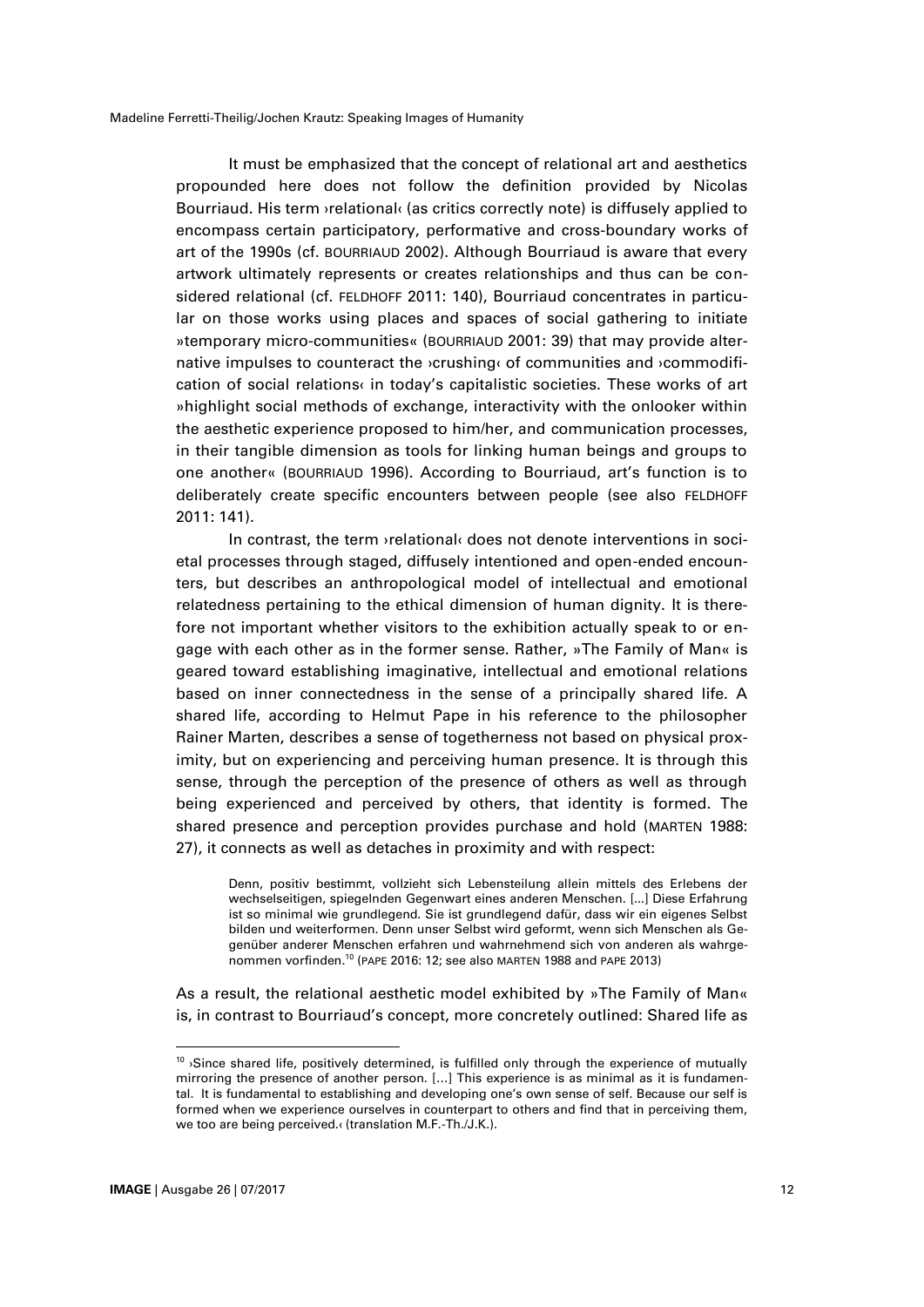It must be emphasized that the concept of relational art and aesthetics propounded here does not follow the definition provided by Nicolas Bourriaud. His term ›relational‹ (as critics correctly note) is diffusely applied to encompass certain participatory, performative and cross-boundary works of art of the 1990s (cf. BOURRIAUD 2002). Although Bourriaud is aware that every artwork ultimately represents or creates relationships and thus can be considered relational (cf. FELDHOFF 2011: 140), Bourriaud concentrates in particular on those works using places and spaces of social gathering to initiate »temporary micro-communities« (BOURRIAUD 2001: 39) that may provide alternative impulses to counteract the ›crushing‹ of communities and ›commodification of social relations‹ in today's capitalistic societies. These works of art »highlight social methods of exchange, interactivity with the onlooker within the aesthetic experience proposed to him/her, and communication processes, in their tangible dimension as tools for linking human beings and groups to one another« (BOURRIAUD 1996). According to Bourriaud, art's function is to deliberately create specific encounters between people (see also FELDHOFF 2011: 141).

In contrast, the term ›relational‹ does not denote interventions in societal processes through staged, diffusely intentioned and open-ended encounters, but describes an anthropological model of intellectual and emotional relatedness pertaining to the ethical dimension of human dignity. It is therefore not important whether visitors to the exhibition actually speak to or engage with each other as in the former sense. Rather, »The Family of Man« is geared toward establishing imaginative, intellectual and emotional relations based on inner connectedness in the sense of a principally shared life. A shared life, according to Helmut Pape in his reference to the philosopher Rainer Marten, describes a sense of togetherness not based on physical proximity, but on experiencing and perceiving human presence. It is through this sense, through the perception of the presence of others as well as through being experienced and perceived by others, that identity is formed. The shared presence and perception provides purchase and hold (MARTEN 1988: 27), it connects as well as detaches in proximity and with respect:

> Denn, positiv bestimmt, vollzieht sich Lebensteilung allein mittels des Erlebens der wechselseitigen, spiegelnden Gegenwart eines anderen Menschen. [...] Diese Erfahrung ist so minimal wie grundlegend. Sie ist grundlegend dafür, dass wir ein eigenes Selbst bilden und weiterformen. Denn unser Selbst wird geformt, wenn sich Menschen als Gegenüber anderer Menschen erfahren und wahrnehmend sich von anderen als wahrgenommen vorfinden.[10] (PAPE 2016: 12; see also MARTEN 1988 and PAPE 2013)

As a result, the relational aesthetic model exhibited by »The Family of Man« is, in contrast to Bourriaud's concept, more concretely outlined: Shared life as

[10] ›Since shared life, positively determined, is fulfilled only through the experience of mutually mirroring the presence of another person. [...] This experience is as minimal as it is fundamental. It is fundamental to establishing and developing one's own sense of self. Because our self is formed when we experience ourselves in counterpart to others and find that in perceiving them, we too are being perceived.‹ (translation M.F.-Th./J.K.).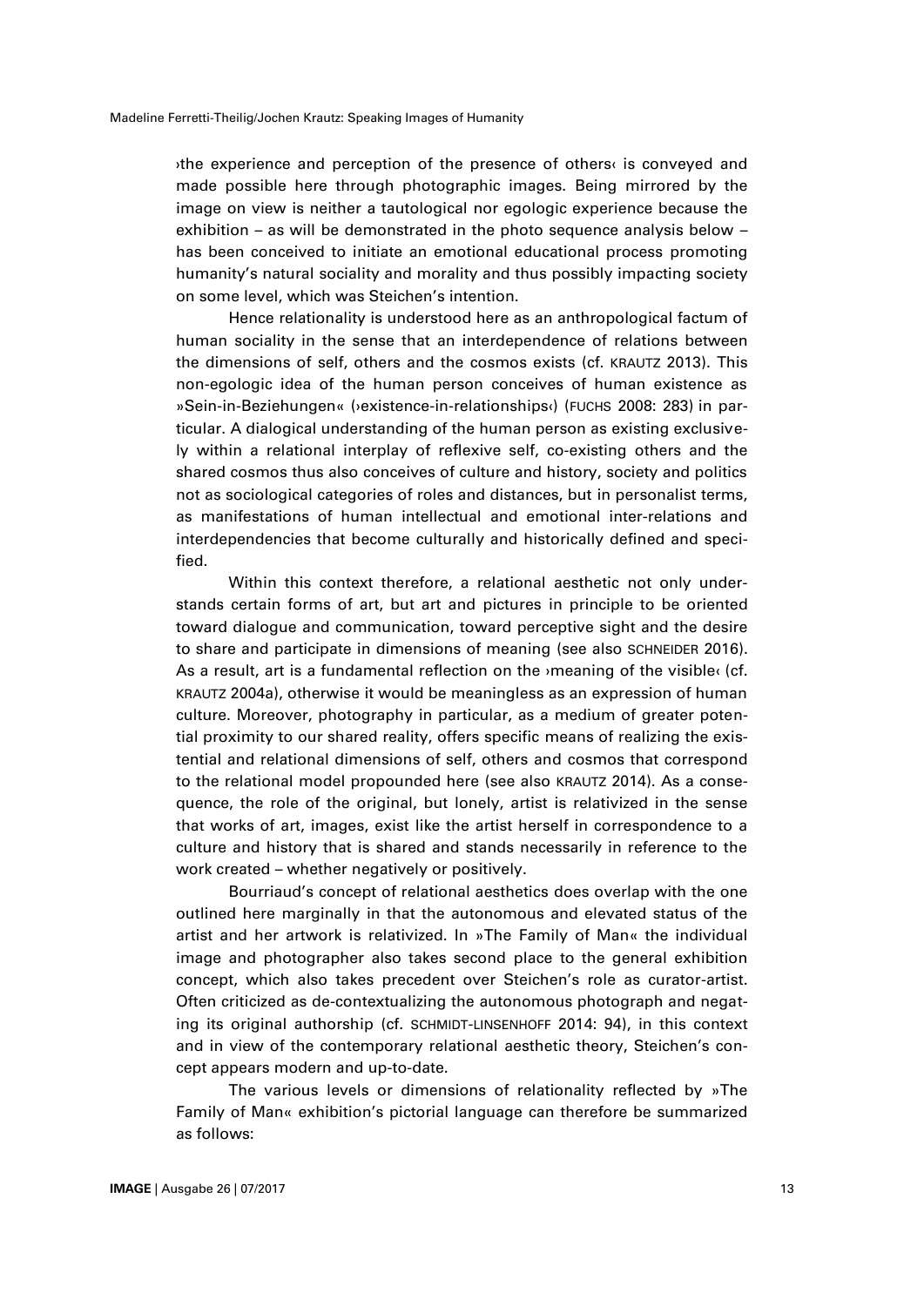›the experience and perception of the presence of others‹ is conveyed and made possible here through photographic images. Being mirrored by the image on view is neither a tautological nor egologic experience because the exhibition – as will be demonstrated in the photo sequence analysis below – has been conceived to initiate an emotional educational process promoting humanity's natural sociality and morality and thus possibly impacting society on some level, which was Steichen's intention.

Hence relationality is understood here as an anthropological factum of human sociality in the sense that an interdependence of relations between the dimensions of self, others and the cosmos exists (cf. KRAUTZ 2013). This non-egologic idea of the human person conceives of human existence as »Sein-in-Beziehungen« (›existence-in-relationships‹) (FUCHS 2008: 283) in particular. A dialogical understanding of the human person as existing exclusively within a relational interplay of reflexive self, co-existing others and the shared cosmos thus also conceives of culture and history, society and politics not as sociological categories of roles and distances, but in personalist terms, as manifestations of human intellectual and emotional inter-relations and interdependencies that become culturally and historically defined and specified.

Within this context therefore, a relational aesthetic not only understands certain forms of art, but art and pictures in principle to be oriented toward dialogue and communication, toward perceptive sight and the desire to share and participate in dimensions of meaning (see also SCHNEIDER 2016). As a result, art is a fundamental reflection on the ›meaning of the visible‹ (cf. KRAUTZ 2004a), otherwise it would be meaningless as an expression of human culture. Moreover, photography in particular, as a medium of greater potential proximity to our shared reality, offers specific means of realizing the existential and relational dimensions of self, others and cosmos that correspond to the relational model propounded here (see also KRAUTZ 2014). As a consequence, the role of the original, but lonely, artist is relativized in the sense that works of art, images, exist like the artist herself in correspondence to a culture and history that is shared and stands necessarily in reference to the work created – whether negatively or positively.

Bourriaud's concept of relational aesthetics does overlap with the one outlined here marginally in that the autonomous and elevated status of the artist and her artwork is relativized. In »The Family of Man« the individual image and photographer also takes second place to the general exhibition concept, which also takes precedent over Steichen's role as curator-artist. Often criticized as de-contextualizing the autonomous photograph and negating its original authorship (cf. SCHMIDT-LINSENHOFF 2014: 94), in this context and in view of the contemporary relational aesthetic theory, Steichen's concept appears modern and up-to-date.

The various levels or dimensions of relationality reflected by »The Family of Man« exhibition's pictorial language can therefore be summarized as follows: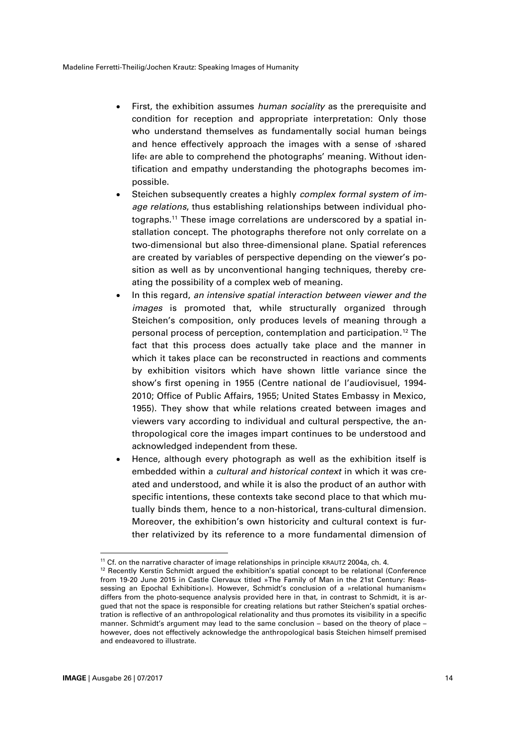- First, the exhibition assumes *human sociality* as the prerequisite and condition for reception and appropriate interpretation: Only those who understand themselves as fundamentally social human beings and hence effectively approach the images with a sense of ›shared life‹ are able to comprehend the photographs' meaning. Without identification and empathy understanding the photographs becomes impossible.
- Steichen subsequently creates a highly *complex formal system of image relations*, thus establishing relationships between individual photographs.[11] These image correlations are underscored by a spatial installation concept. The photographs therefore not only correlate on a two-dimensional but also three-dimensional plane. Spatial references are created by variables of perspective depending on the viewer's position as well as by unconventional hanging techniques, thereby creating the possibility of a complex web of meaning.
- In this regard, *an intensive spatial interaction between viewer and the images* is promoted that, while structurally organized through Steichen's composition, only produces levels of meaning through a personal process of perception, contemplation and participation.[12] The fact that this process does actually take place and the manner in which it takes place can be reconstructed in reactions and comments by exhibition visitors which have shown little variance since the show's first opening in 1955 (Centre national de l'audiovisuel, 1994-2010; Office of Public Affairs, 1955; United States Embassy in Mexico, 1955). They show that while relations created between images and viewers vary according to individual and cultural perspective, the anthropological core the images impart continues to be understood and acknowledged independent from these.
- Hence, although every photograph as well as the exhibition itself is embedded within a *cultural and historical context* in which it was created and understood, and while it is also the product of an author with specific intentions, these contexts take second place to that which mutually binds them, hence to a non-historical, trans-cultural dimension. Moreover, the exhibition's own historicity and cultural context is further relativized by its reference to a more fundamental dimension of

---

[11] Cf. on the narrative character of image relationships in principle KRAUTZ 2004a, ch. 4.

[12] Recently Kerstin Schmidt argued the exhibition's spatial concept to be relational (Conference from 19-20 June 2015 in Castle Clervaux titled »The Family of Man in the 21st Century: Reassessing an Epochal Exhibition«). However, Schmidt's conclusion of a »relational humanism« differs from the photo-sequence analysis provided here in that, in contrast to Schmidt, it is argued that not the space is responsible for creating relations but rather Steichen's spatial orchestration is reflective of an anthropological relationality and thus promotes its visibility in a specific manner. Schmidt's argument may lead to the same conclusion – based on the theory of place – however, does not effectively acknowledge the anthropological basis Steichen himself premised and endeavored to illustrate.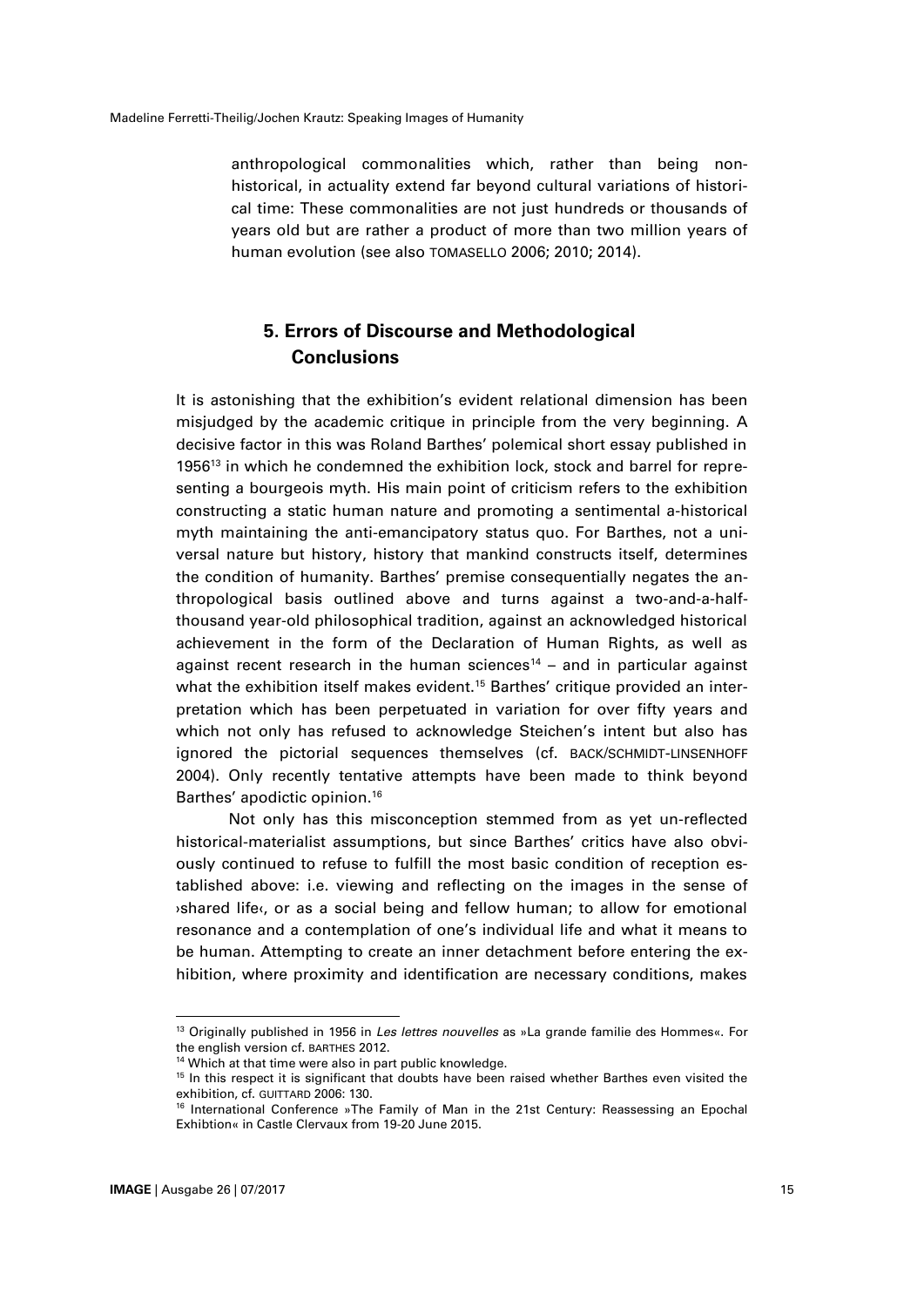anthropological commonalities which, rather than being non-historical, in actuality extend far beyond cultural variations of historical time: These commonalities are not just hundreds or thousands of years old but are rather a product of more than two million years of human evolution (see also TOMASELLO 2006; 2010; 2014).

## 5. Errors of Discourse and Methodological Conclusions

It is astonishing that the exhibition's evident relational dimension has been misjudged by the academic critique in principle from the very beginning. A decisive factor in this was Roland Barthes' polemical short essay published in 1956[13] in which he condemned the exhibition lock, stock and barrel for representing a bourgeois myth. His main point of criticism refers to the exhibition constructing a static human nature and promoting a sentimental a-historical myth maintaining the anti-emancipatory status quo. For Barthes, not a universal nature but history, history that mankind constructs itself, determines the condition of humanity. Barthes' premise consequentially negates the anthropological basis outlined above and turns against a two-and-a-half-thousand year-old philosophical tradition, against an acknowledged historical achievement in the form of the Declaration of Human Rights, as well as against recent research in the human sciences[14] – and in particular against what the exhibition itself makes evident.[15] Barthes' critique provided an interpretation which has been perpetuated in variation for over fifty years and which not only has refused to acknowledge Steichen's intent but also has ignored the pictorial sequences themselves (cf. BACK/SCHMIDT-LINSENHOFF 2004). Only recently tentative attempts have been made to think beyond Barthes' apodictic opinion.[16]

Not only has this misconception stemmed from as yet un-reflected historical-materialist assumptions, but since Barthes' critics have also obviously continued to refuse to fulfill the most basic condition of reception established above: i.e. viewing and reflecting on the images in the sense of ›shared life‹, or as a social being and fellow human; to allow for emotional resonance and a contemplation of one's individual life and what it means to be human. Attempting to create an inner detachment before entering the exhibition, where proximity and identification are necessary conditions, makes

---

[13] Originally published in 1956 in *Les lettres nouvelles* as »La grande familie des Hommes«. For the english version cf. BARTHES 2012.

[14] Which at that time were also in part public knowledge.

[15] In this respect it is significant that doubts have been raised whether Barthes even visited the exhibition, cf. GUITTARD 2006: 130.

[16] International Conference »The Family of Man in the 21st Century: Reassessing an Epochal Exhibtion« in Castle Clervaux from 19-20 June 2015.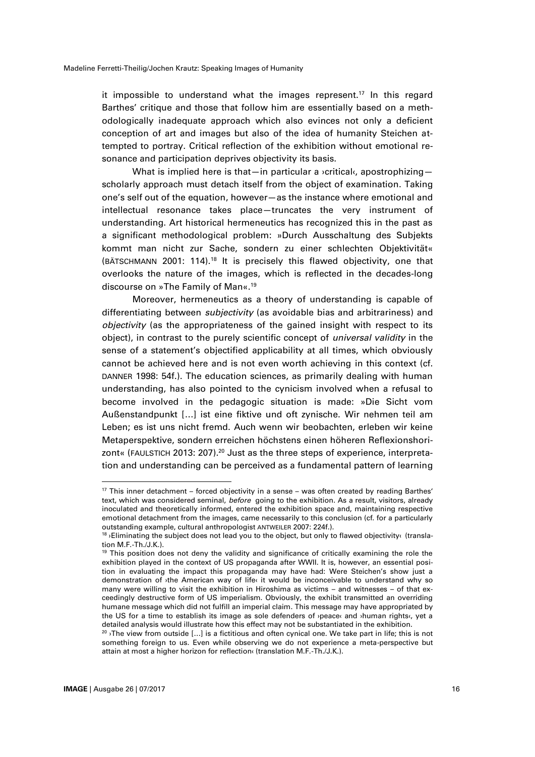it impossible to understand what the images represent.[17] In this regard Barthes' critique and those that follow him are essentially based on a methodologically inadequate approach which also evinces not only a deficient conception of art and images but also of the idea of humanity Steichen attempted to portray. Critical reflection of the exhibition without emotional resonance and participation deprives objectivity its basis.

What is implied here is that—in particular a ›critical‹, apostrophizing—scholarly approach must detach itself from the object of examination. Taking one's self out of the equation, however—as the instance where emotional and intellectual resonance takes place—truncates the very instrument of understanding. Art historical hermeneutics has recognized this in the past as a significant methodological problem: »Durch Ausschaltung des Subjekts kommt man nicht zur Sache, sondern zu einer schlechten Objektivität« (BÄTSCHMANN 2001: 114).[18] It is precisely this flawed objectivity, one that overlooks the nature of the images, which is reflected in the decades-long discourse on »The Family of Man«.[19]

Moreover, hermeneutics as a theory of understanding is capable of differentiating between *subjectivity* (as avoidable bias and arbitrariness) and *objectivity* (as the appropriateness of the gained insight with respect to its object), in contrast to the purely scientific concept of *universal validity* in the sense of a statement's objectified applicability at all times, which obviously cannot be achieved here and is not even worth achieving in this context (cf. DANNER 1998: 54f.). The education sciences, as primarily dealing with human understanding, has also pointed to the cynicism involved when a refusal to become involved in the pedagogic situation is made: »Die Sicht vom Außenstandpunkt [...] ist eine fiktive und oft zynische. Wir nehmen teil am Leben; es ist uns nicht fremd. Auch wenn wir beobachten, erleben wir keine Metaperspektive, sondern erreichen höchstens einen höheren Reflexionshorizont« (FAULSTICH 2013: 207).[20] Just as the three steps of experience, interpretation and understanding can be perceived as a fundamental pattern of learning

---

[17] This inner detachment – forced objectivity in a sense – was often created by reading Barthes' text, which was considered seminal, *before* going to the exhibition. As a result, visitors, already inoculated and theoretically informed, entered the exhibition space and, maintaining respective emotional detachment from the images, came necessarily to this conclusion (cf. for a particularly outstanding example, cultural anthropologist ANTWEILER 2007: 224f.).

[18] ›Eliminating the subject does not lead you to the object, but only to flawed objectivity‹ (translation M.F.-Th./J.K.).

[19] This position does not deny the validity and significance of critically examining the role the exhibition played in the context of US propaganda after WWII. It is, however, an essential position in evaluating the impact this propaganda may have had: Were Steichen's show just a demonstration of ›the American way of life‹ it would be inconceivable to understand why so many were willing to visit the exhibition in Hiroshima as victims – and witnesses – of that exceedingly destructive form of US imperialism. Obviously, the exhibit transmitted an overriding humane message which did not fulfill an imperial claim. This message may have appropriated by the US for a time to establish its image as sole defenders of ›peace‹ and ›human rights‹, yet a detailed analysis would illustrate how this effect may not be substantiated in the exhibition.

[20] ›The view from outside [...] is a fictitious and often cynical one. We take part in life; this is not something foreign to us. Even while observing we do not experience a meta-perspective but attain at most a higher horizon for reflection‹ (translation M.F.-Th./J.K.).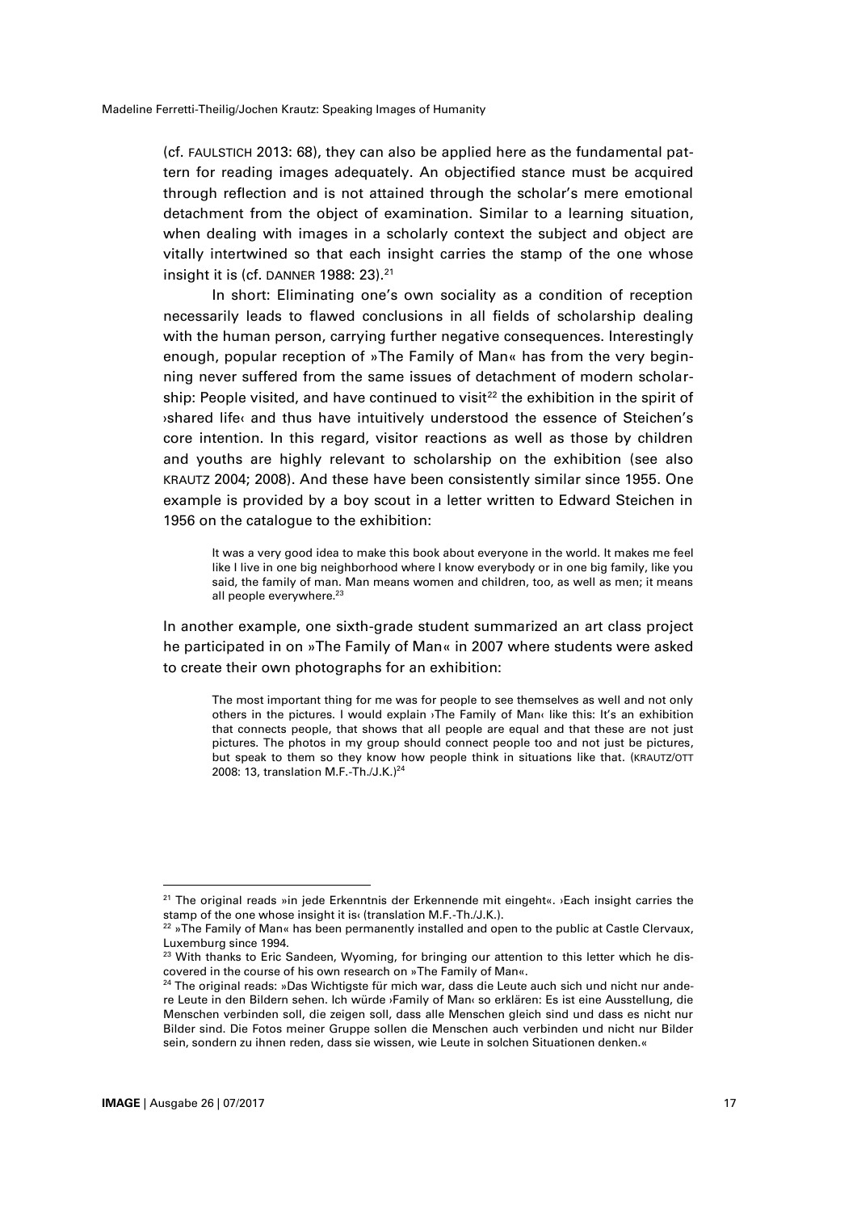(cf. FAULSTICH 2013: 68), they can also be applied here as the fundamental pattern for reading images adequately. An objectified stance must be acquired through reflection and is not attained through the scholar's mere emotional detachment from the object of examination. Similar to a learning situation, when dealing with images in a scholarly context the subject and object are vitally intertwined so that each insight carries the stamp of the one whose insight it is (cf. DANNER 1988: 23).[21]

In short: Eliminating one's own sociality as a condition of reception necessarily leads to flawed conclusions in all fields of scholarship dealing with the human person, carrying further negative consequences. Interestingly enough, popular reception of »The Family of Man« has from the very beginning never suffered from the same issues of detachment of modern scholarship: People visited, and have continued to visit[22] the exhibition in the spirit of ›shared life‹ and thus have intuitively understood the essence of Steichen's core intention. In this regard, visitor reactions as well as those by children and youths are highly relevant to scholarship on the exhibition (see also KRAUTZ 2004; 2008). And these have been consistently similar since 1955. One example is provided by a boy scout in a letter written to Edward Steichen in 1956 on the catalogue to the exhibition:

> It was a very good idea to make this book about everyone in the world. It makes me feel like I live in one big neighborhood where I know everybody or in one big family, like you said, the family of man. Man means women and children, too, as well as men; it means all people everywhere.[23]

In another example, one sixth-grade student summarized an art class project he participated in on »The Family of Man« in 2007 where students were asked to create their own photographs for an exhibition:

> The most important thing for me was for people to see themselves as well and not only others in the pictures. I would explain ›The Family of Man‹ like this: It's an exhibition that connects people, that shows that all people are equal and that these are not just pictures. The photos in my group should connect people too and not just be pictures, but speak to them so they know how people think in situations like that. (KRAUTZ/OTT 2008: 13, translation M.F.-Th./J.K.)[24]

---

[21] The original reads »in jede Erkenntnis der Erkennende mit eingeht«. ›Each insight carries the stamp of the one whose insight it is‹ (translation M.F.-Th./J.K.).

[22] »The Family of Man« has been permanently installed and open to the public at Castle Clervaux, Luxemburg since 1994.

[23] With thanks to Eric Sandeen, Wyoming, for bringing our attention to this letter which he discovered in the course of his own research on »The Family of Man«.

[24] The original reads: »Das Wichtigste für mich war, dass die Leute auch sich und nicht nur andere Leute in den Bildern sehen. Ich würde ›Family of Man‹ so erklären: Es ist eine Ausstellung, die Menschen verbinden soll, die zeigen soll, dass alle Menschen gleich sind und dass es nicht nur Bilder sind. Die Fotos meiner Gruppe sollen die Menschen auch verbinden und nicht nur Bilder sein, sondern zu ihnen reden, dass sie wissen, wie Leute in solchen Situationen denken.«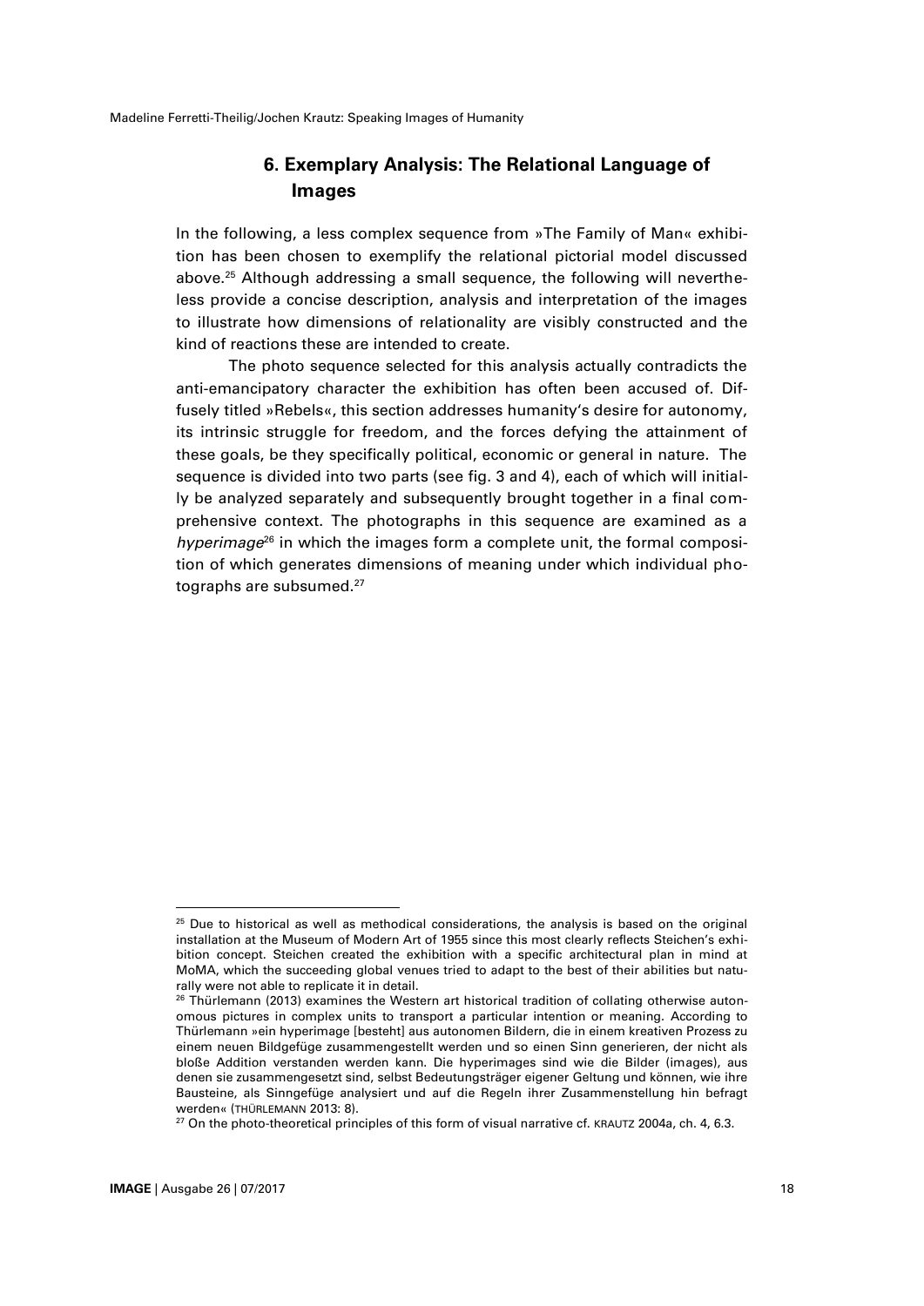## 6. Exemplary Analysis: The Relational Language of Images

In the following, a less complex sequence from »The Family of Man« exhibition has been chosen to exemplify the relational pictorial model discussed above.[25] Although addressing a small sequence, the following will nevertheless provide a concise description, analysis and interpretation of the images to illustrate how dimensions of relationality are visibly constructed and the kind of reactions these are intended to create.

The photo sequence selected for this analysis actually contradicts the anti-emancipatory character the exhibition has often been accused of. Diffusely titled »Rebels«, this section addresses humanity's desire for autonomy, its intrinsic struggle for freedom, and the forces defying the attainment of these goals, be they specifically political, economic or general in nature. The sequence is divided into two parts (see fig. 3 and 4), each of which will initially be analyzed separately and subsequently brought together in a final comprehensive context. The photographs in this sequence are examined as a *hyperimage*[26] in which the images form a complete unit, the formal composition of which generates dimensions of meaning under which individual photographs are subsumed.[27]

---

[25] Due to historical as well as methodical considerations, the analysis is based on the original installation at the Museum of Modern Art of 1955 since this most clearly reflects Steichen's exhibition concept. Steichen created the exhibition with a specific architectural plan in mind at MoMA, which the succeeding global venues tried to adapt to the best of their abilities but naturally were not able to replicate it in detail.

[26] Thürlemann (2013) examines the Western art historical tradition of collating otherwise autonomous pictures in complex units to transport a particular intention or meaning. According to Thürlemann »ein hyperimage [besteht] aus autonomen Bildern, die in einem kreativen Prozess zu einem neuen Bildgefüge zusammengestellt werden und so einen Sinn generieren, der nicht als bloße Addition verstanden werden kann. Die hyperimages sind wie die Bilder (images), aus denen sie zusammengesetzt sind, selbst Bedeutungsträger eigener Geltung und können, wie ihre Bausteine, als Sinngefüge analysiert und auf die Regeln ihrer Zusammenstellung hin befragt werden« (THÜRLEMANN 2013: 8).

[27] On the photo-theoretical principles of this form of visual narrative cf. KRAUTZ 2004a, ch. 4, 6.3.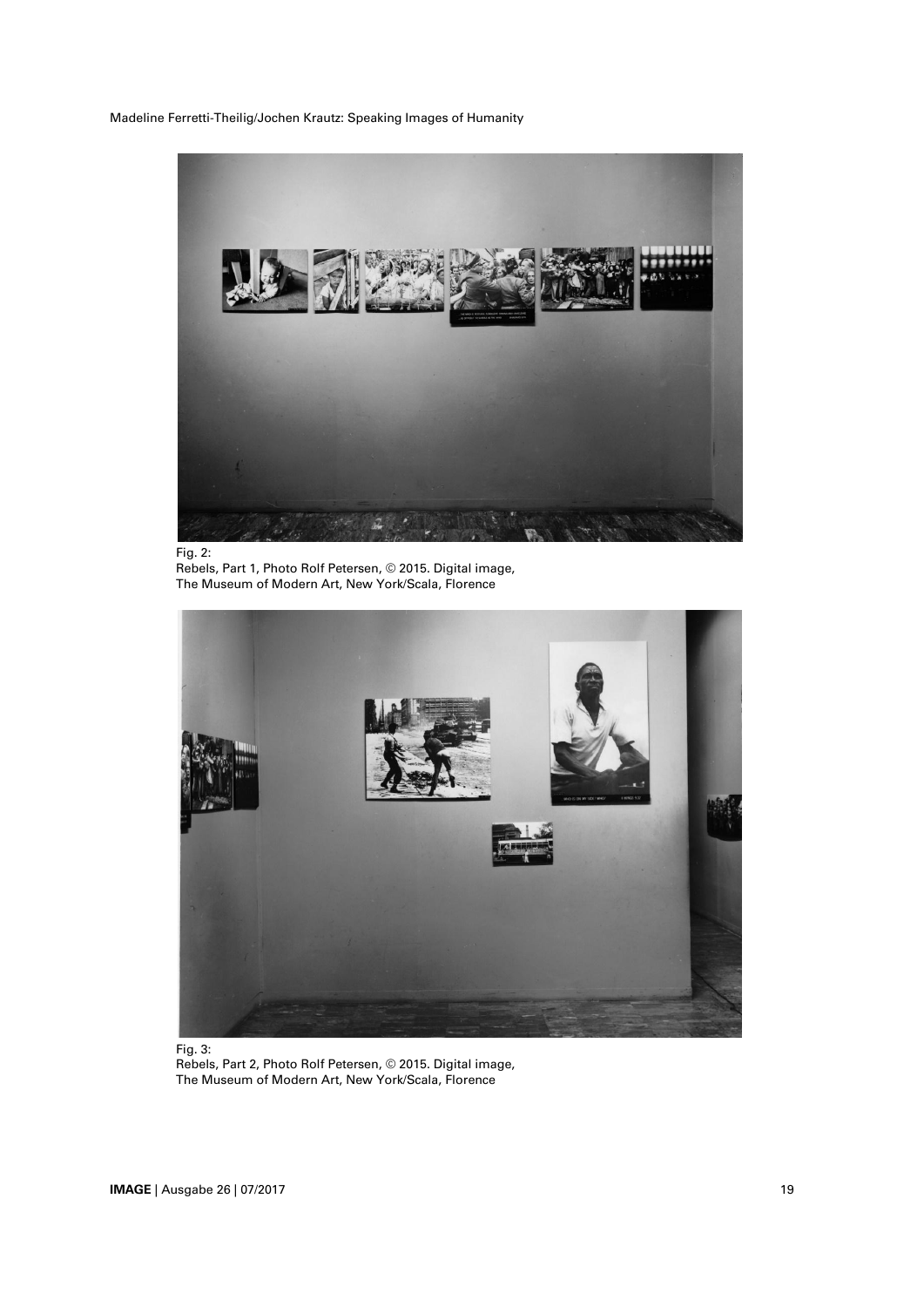Fig. 2:
Rebels, Part 1, Photo Rolf Petersen, © 2015. Digital image, The Museum of Modern Art, New York/Scala, Florence

Fig. 3:
Rebels, Part 2, Photo Rolf Petersen, © 2015. Digital image, The Museum of Modern Art, New York/Scala, Florence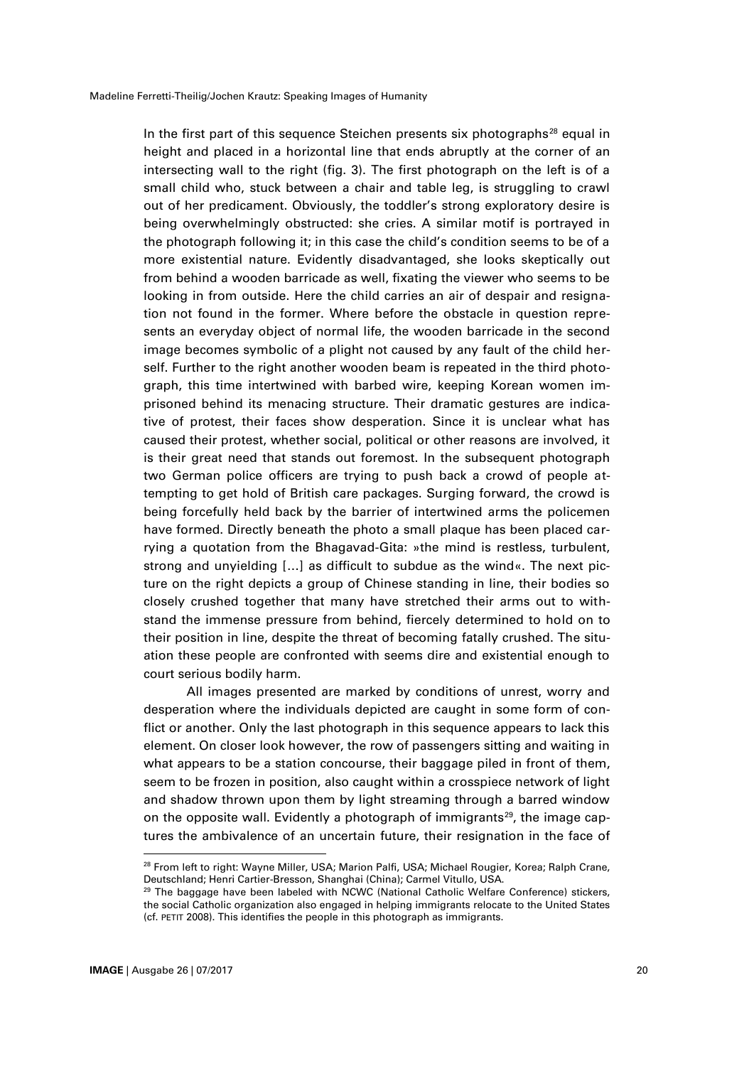In the first part of this sequence Steichen presents six photographs[28] equal in height and placed in a horizontal line that ends abruptly at the corner of an intersecting wall to the right (fig. 3). The first photograph on the left is of a small child who, stuck between a chair and table leg, is struggling to crawl out of her predicament. Obviously, the toddler's strong exploratory desire is being overwhelmingly obstructed: she cries. A similar motif is portrayed in the photograph following it; in this case the child's condition seems to be of a more existential nature. Evidently disadvantaged, she looks skeptically out from behind a wooden barricade as well, fixating the viewer who seems to be looking in from outside. Here the child carries an air of despair and resignation not found in the former. Where before the obstacle in question represents an everyday object of normal life, the wooden barricade in the second image becomes symbolic of a plight not caused by any fault of the child herself. Further to the right another wooden beam is repeated in the third photograph, this time intertwined with barbed wire, keeping Korean women imprisoned behind its menacing structure. Their dramatic gestures are indicative of protest, their faces show desperation. Since it is unclear what has caused their protest, whether social, political or other reasons are involved, it is their great need that stands out foremost. In the subsequent photograph two German police officers are trying to push back a crowd of people attempting to get hold of British care packages. Surging forward, the crowd is being forcefully held back by the barrier of intertwined arms the policemen have formed. Directly beneath the photo a small plaque has been placed carrying a quotation from the Bhagavad-Gita: »the mind is restless, turbulent, strong and unyielding […] as difficult to subdue as the wind«. The next picture on the right depicts a group of Chinese standing in line, their bodies so closely crushed together that many have stretched their arms out to withstand the immense pressure from behind, fiercely determined to hold on to their position in line, despite the threat of becoming fatally crushed. The situation these people are confronted with seems dire and existential enough to court serious bodily harm.

All images presented are marked by conditions of unrest, worry and desperation where the individuals depicted are caught in some form of conflict or another. Only the last photograph in this sequence appears to lack this element. On closer look however, the row of passengers sitting and waiting in what appears to be a station concourse, their baggage piled in front of them, seem to be frozen in position, also caught within a crosspiece network of light and shadow thrown upon them by light streaming through a barred window on the opposite wall. Evidently a photograph of immigrants[29], the image captures the ambivalence of an uncertain future, their resignation in the face of

---

[28] From left to right: Wayne Miller, USA; Marion Palfi, USA; Michael Rougier, Korea; Ralph Crane, Deutschland; Henri Cartier-Bresson, Shanghai (China); Carmel Vitullo, USA.

[29] The baggage have been labeled with NCWC (National Catholic Welfare Conference) stickers, the social Catholic organization also engaged in helping immigrants relocate to the United States (cf. PETIT 2008). This identifies the people in this photograph as immigrants.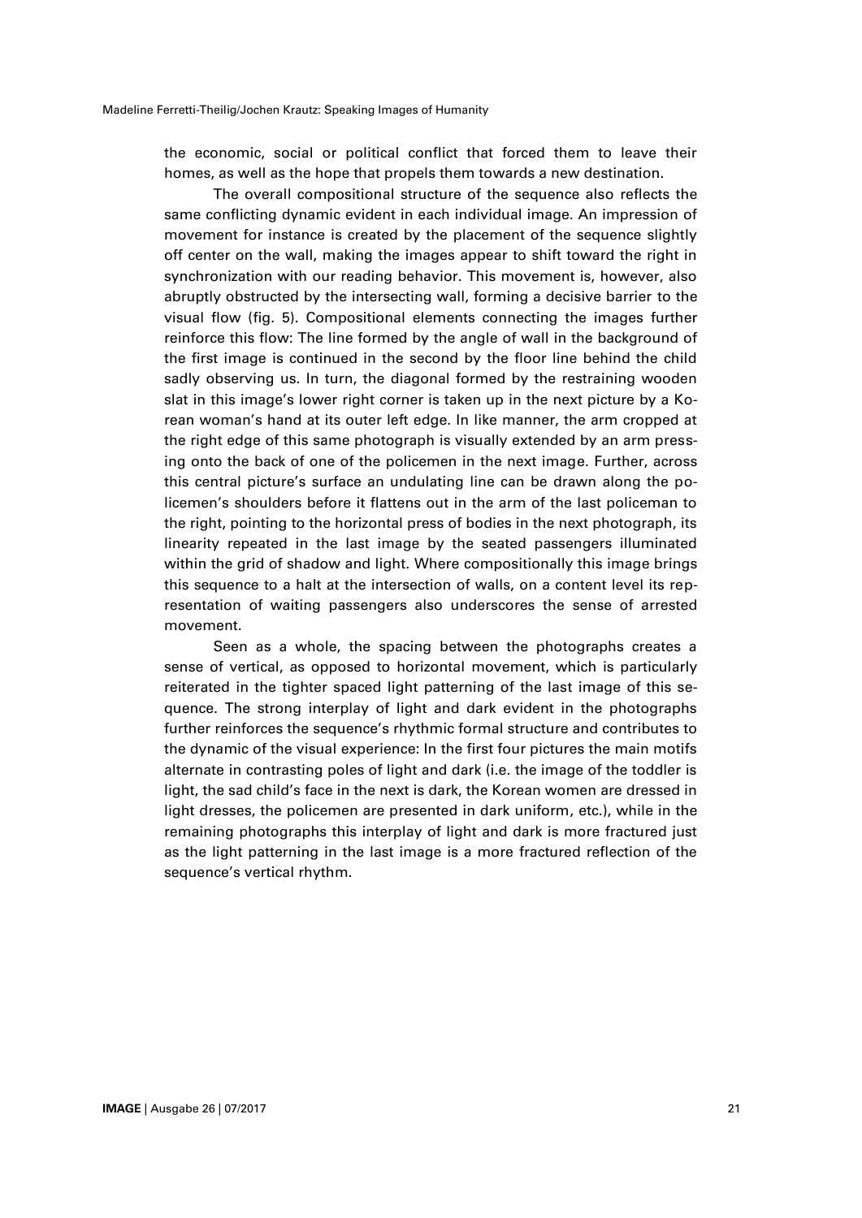the economic, social or political conflict that forced them to leave their homes, as well as the hope that propels them towards a new destination.

The overall compositional structure of the sequence also reflects the same conflicting dynamic evident in each individual image. An impression of movement for instance is created by the placement of the sequence slightly off center on the wall, making the images appear to shift toward the right in synchronization with our reading behavior. This movement is, however, also abruptly obstructed by the intersecting wall, forming a decisive barrier to the visual flow (fig. 5). Compositional elements connecting the images further reinforce this flow: The line formed by the angle of wall in the background of the first image is continued in the second by the floor line behind the child sadly observing us. In turn, the diagonal formed by the restraining wooden slat in this image's lower right corner is taken up in the next picture by a Korean woman's hand at its outer left edge. In like manner, the arm cropped at the right edge of this same photograph is visually extended by an arm pressing onto the back of one of the policemen in the next image. Further, across this central picture's surface an undulating line can be drawn along the policemen's shoulders before it flattens out in the arm of the last policeman to the right, pointing to the horizontal press of bodies in the next photograph, its linearity repeated in the last image by the seated passengers illuminated within the grid of shadow and light. Where compositionally this image brings this sequence to a halt at the intersection of walls, on a content level its representation of waiting passengers also underscores the sense of arrested movement.

Seen as a whole, the spacing between the photographs creates a sense of vertical, as opposed to horizontal movement, which is particularly reiterated in the tighter spaced light patterning of the last image of this sequence. The strong interplay of light and dark evident in the photographs further reinforces the sequence's rhythmic formal structure and contributes to the dynamic of the visual experience: In the first four pictures the main motifs alternate in contrasting poles of light and dark (i.e. the image of the toddler is light, the sad child's face in the next is dark, the Korean women are dressed in light dresses, the policemen are presented in dark uniform, etc.), while in the remaining photographs this interplay of light and dark is more fractured just as the light patterning in the last image is a more fractured reflection of the sequence's vertical rhythm.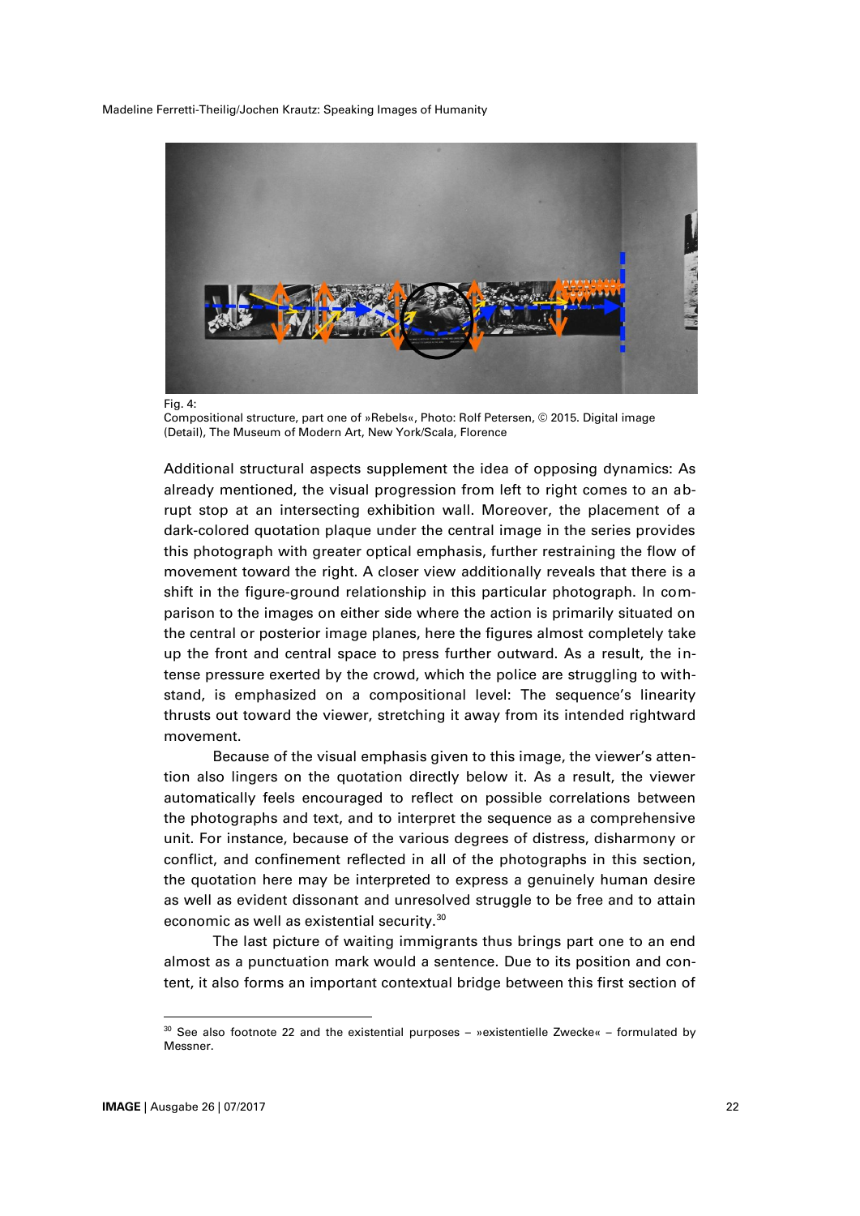Fig. 4:
Compositional structure, part one of »Rebels«, Photo: Rolf Petersen, © 2015. Digital image (Detail), The Museum of Modern Art, New York/Scala, Florence

Additional structural aspects supplement the idea of opposing dynamics: As already mentioned, the visual progression from left to right comes to an abrupt stop at an intersecting exhibition wall. Moreover, the placement of a dark-colored quotation plaque under the central image in the series provides this photograph with greater optical emphasis, further restraining the flow of movement toward the right. A closer view additionally reveals that there is a shift in the figure-ground relationship in this particular photograph. In comparison to the images on either side where the action is primarily situated on the central or posterior image planes, here the figures almost completely take up the front and central space to press further outward. As a result, the intense pressure exerted by the crowd, which the police are struggling to withstand, is emphasized on a compositional level: The sequence's linearity thrusts out toward the viewer, stretching it away from its intended rightward movement.

Because of the visual emphasis given to this image, the viewer's attention also lingers on the quotation directly below it. As a result, the viewer automatically feels encouraged to reflect on possible correlations between the photographs and text, and to interpret the sequence as a comprehensive unit. For instance, because of the various degrees of distress, disharmony or conflict, and confinement reflected in all of the photographs in this section, the quotation here may be interpreted to express a genuinely human desire as well as evident dissonant and unresolved struggle to be free and to attain economic as well as existential security.[30]

The last picture of waiting immigrants thus brings part one to an end almost as a punctuation mark would a sentence. Due to its position and content, it also forms an important contextual bridge between this first section of

[30] See also footnote 22 and the existential purposes – »existentielle Zwecke« – formulated by Messner.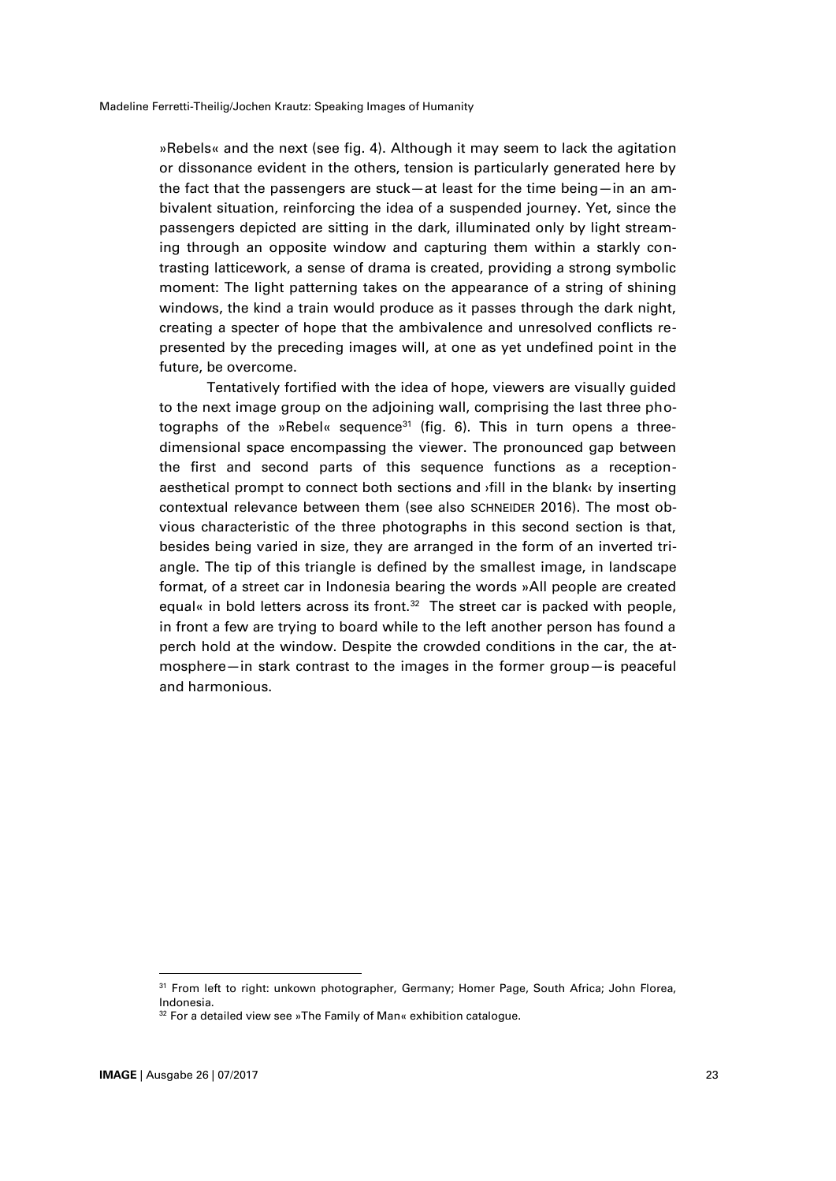»Rebels« and the next (see fig. 4). Although it may seem to lack the agitation or dissonance evident in the others, tension is particularly generated here by the fact that the passengers are stuck—at least for the time being—in an ambivalent situation, reinforcing the idea of a suspended journey. Yet, since the passengers depicted are sitting in the dark, illuminated only by light streaming through an opposite window and capturing them within a starkly contrasting latticework, a sense of drama is created, providing a strong symbolic moment: The light patterning takes on the appearance of a string of shining windows, the kind a train would produce as it passes through the dark night, creating a specter of hope that the ambivalence and unresolved conflicts represented by the preceding images will, at one as yet undefined point in the future, be overcome.

Tentatively fortified with the idea of hope, viewers are visually guided to the next image group on the adjoining wall, comprising the last three photographs of the »Rebel« sequence[31] (fig. 6). This in turn opens a three-dimensional space encompassing the viewer. The pronounced gap between the first and second parts of this sequence functions as a reception-aesthetical prompt to connect both sections and ›fill in the blank‹ by inserting contextual relevance between them (see also SCHNEIDER 2016). The most obvious characteristic of the three photographs in this second section is that, besides being varied in size, they are arranged in the form of an inverted triangle. The tip of this triangle is defined by the smallest image, in landscape format, of a street car in Indonesia bearing the words »All people are created equal« in bold letters across its front.[32] The street car is packed with people, in front a few are trying to board while to the left another person has found a perch hold at the window. Despite the crowded conditions in the car, the atmosphere—in stark contrast to the images in the former group—is peaceful and harmonious.

---

[31] From left to right: unkown photographer, Germany; Homer Page, South Africa; John Florea, Indonesia.

[32] For a detailed view see »The Family of Man« exhibition catalogue.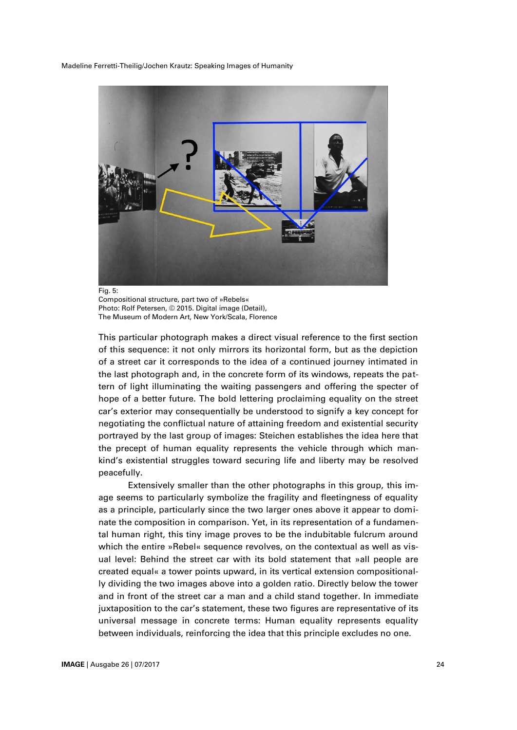Fig. 5:
Compositional structure, part two of »Rebels«
Photo: Rolf Petersen, © 2015. Digital image (Detail),
The Museum of Modern Art, New York/Scala, Florence

This particular photograph makes a direct visual reference to the first section of this sequence: it not only mirrors its horizontal form, but as the depiction of a street car it corresponds to the idea of a continued journey intimated in the last photograph and, in the concrete form of its windows, repeats the pattern of light illuminating the waiting passengers and offering the specter of hope of a better future. The bold lettering proclaiming equality on the street car's exterior may consequentially be understood to signify a key concept for negotiating the conflictual nature of attaining freedom and existential security portrayed by the last group of images: Steichen establishes the idea here that the precept of human equality represents the vehicle through which mankind's existential struggles toward securing life and liberty may be resolved peacefully.

Extensively smaller than the other photographs in this group, this image seems to particularly symbolize the fragility and fleetingness of equality as a principle, particularly since the two larger ones above it appear to dominate the composition in comparison. Yet, in its representation of a fundamental human right, this tiny image proves to be the indubitable fulcrum around which the entire »Rebel« sequence revolves, on the contextual as well as visual level: Behind the street car with its bold statement that »all people are created equal« a tower points upward, in its vertical extension compositionally dividing the two images above into a golden ratio. Directly below the tower and in front of the street car a man and a child stand together. In immediate juxtaposition to the car's statement, these two figures are representative of its universal message in concrete terms: Human equality represents equality between individuals, reinforcing the idea that this principle excludes no one.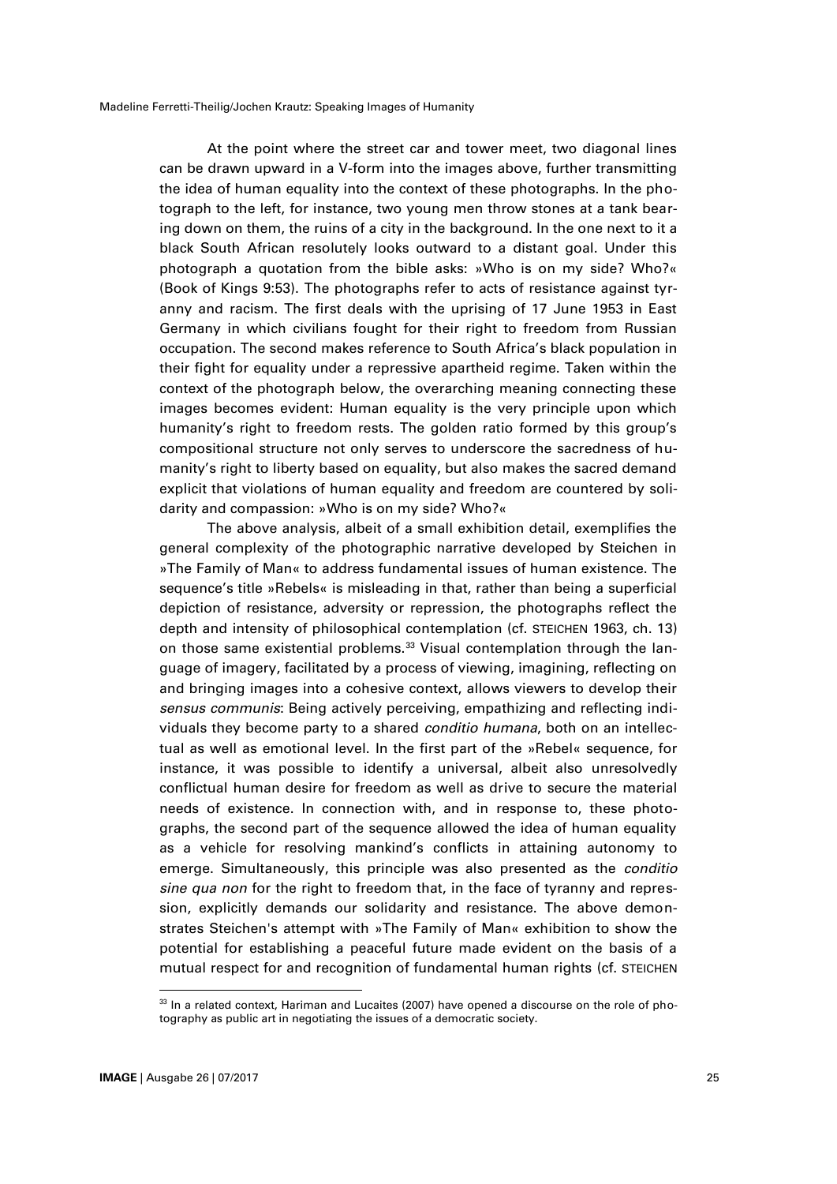At the point where the street car and tower meet, two diagonal lines can be drawn upward in a V-form into the images above, further transmitting the idea of human equality into the context of these photographs. In the photograph to the left, for instance, two young men throw stones at a tank bearing down on them, the ruins of a city in the background. In the one next to it a black South African resolutely looks outward to a distant goal. Under this photograph a quotation from the bible asks: »Who is on my side? Who?« (Book of Kings 9:53). The photographs refer to acts of resistance against tyranny and racism. The first deals with the uprising of 17 June 1953 in East Germany in which civilians fought for their right to freedom from Russian occupation. The second makes reference to South Africa's black population in their fight for equality under a repressive apartheid regime. Taken within the context of the photograph below, the overarching meaning connecting these images becomes evident: Human equality is the very principle upon which humanity's right to freedom rests. The golden ratio formed by this group's compositional structure not only serves to underscore the sacredness of humanity's right to liberty based on equality, but also makes the sacred demand explicit that violations of human equality and freedom are countered by solidarity and compassion: »Who is on my side? Who?«

The above analysis, albeit of a small exhibition detail, exemplifies the general complexity of the photographic narrative developed by Steichen in »The Family of Man« to address fundamental issues of human existence. The sequence's title »Rebels« is misleading in that, rather than being a superficial depiction of resistance, adversity or repression, the photographs reflect the depth and intensity of philosophical contemplation (cf. STEICHEN 1963, ch. 13) on those same existential problems.[33] Visual contemplation through the language of imagery, facilitated by a process of viewing, imagining, reflecting on and bringing images into a cohesive context, allows viewers to develop their *sensus communis*: Being actively perceiving, empathizing and reflecting individuals they become party to a shared *conditio humana*, both on an intellectual as well as emotional level. In the first part of the »Rebel« sequence, for instance, it was possible to identify a universal, albeit also unresolvedly conflictual human desire for freedom as well as drive to secure the material needs of existence. In connection with, and in response to, these photographs, the second part of the sequence allowed the idea of human equality as a vehicle for resolving mankind's conflicts in attaining autonomy to emerge. Simultaneously, this principle was also presented as the *conditio sine qua non* for the right to freedom that, in the face of tyranny and repression, explicitly demands our solidarity and resistance. The above demonstrates Steichen's attempt with »The Family of Man« exhibition to show the potential for establishing a peaceful future made evident on the basis of a mutual respect for and recognition of fundamental human rights (cf. STEICHEN

---

[33] In a related context, Hariman and Lucaites (2007) have opened a discourse on the role of photography as public art in negotiating the issues of a democratic society.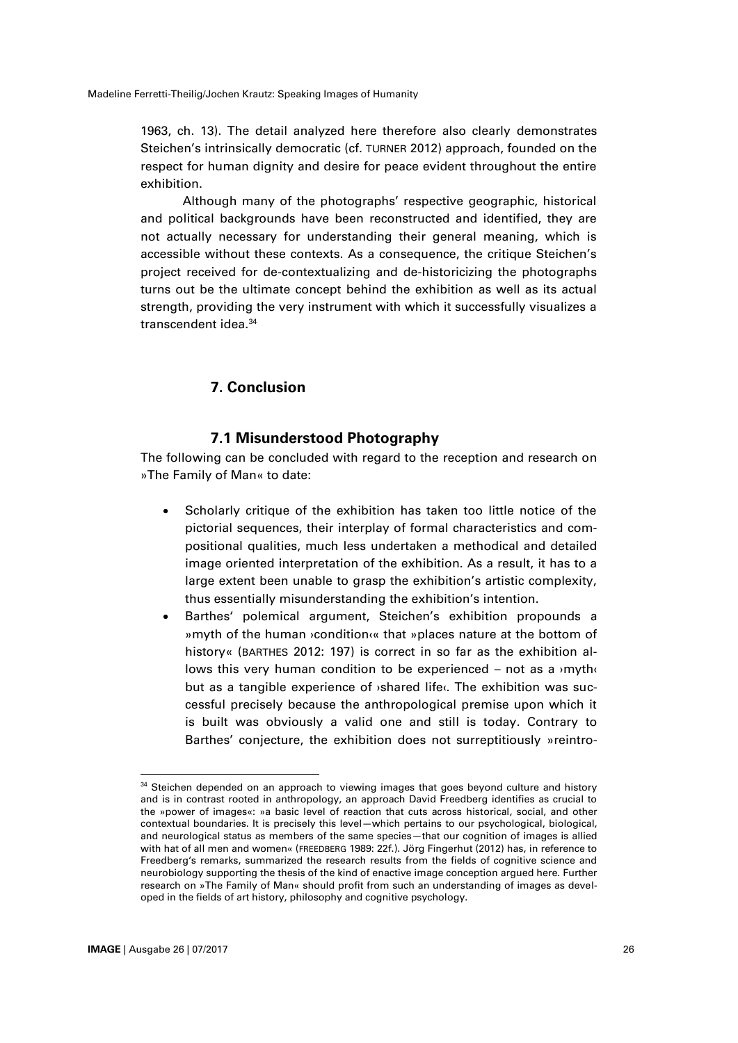1963, ch. 13). The detail analyzed here therefore also clearly demonstrates Steichen's intrinsically democratic (cf. TURNER 2012) approach, founded on the respect for human dignity and desire for peace evident throughout the entire exhibition.

Although many of the photographs' respective geographic, historical and political backgrounds have been reconstructed and identified, they are not actually necessary for understanding their general meaning, which is accessible without these contexts. As a consequence, the critique Steichen's project received for de-contextualizing and de-historicizing the photographs turns out be the ultimate concept behind the exhibition as well as its actual strength, providing the very instrument with which it successfully visualizes a transcendent idea.[34]

## 7. Conclusion

### 7.1 Misunderstood Photography

The following can be concluded with regard to the reception and research on »The Family of Man« to date:

- Scholarly critique of the exhibition has taken too little notice of the pictorial sequences, their interplay of formal characteristics and compositional qualities, much less undertaken a methodical and detailed image oriented interpretation of the exhibition. As a result, it has to a large extent been unable to grasp the exhibition's artistic complexity, thus essentially misunderstanding the exhibition's intention.
- Barthes' polemical argument, Steichen's exhibition propounds a »myth of the human ›condition‹« that »places nature at the bottom of history« (BARTHES 2012: 197) is correct in so far as the exhibition allows this very human condition to be experienced – not as a ›myth‹ but as a tangible experience of ›shared life‹. The exhibition was successful precisely because the anthropological premise upon which it is built was obviously a valid one and still is today. Contrary to Barthes' conjecture, the exhibition does not surreptitiously »reintro-

---

[34] Steichen depended on an approach to viewing images that goes beyond culture and history and is in contrast rooted in anthropology, an approach David Freedberg identifies as crucial to the »power of images«: »a basic level of reaction that cuts across historical, social, and other contextual boundaries. It is precisely this level—which pertains to our psychological, biological, and neurological status as members of the same species—that our cognition of images is allied with hat of all men and women« (FREEDBERG 1989: 22f.). Jörg Fingerhut (2012) has, in reference to Freedberg's remarks, summarized the research results from the fields of cognitive science and neurobiology supporting the thesis of the kind of enactive image conception argued here. Further research on »The Family of Man« should profit from such an understanding of images as developed in the fields of art history, philosophy and cognitive psychology.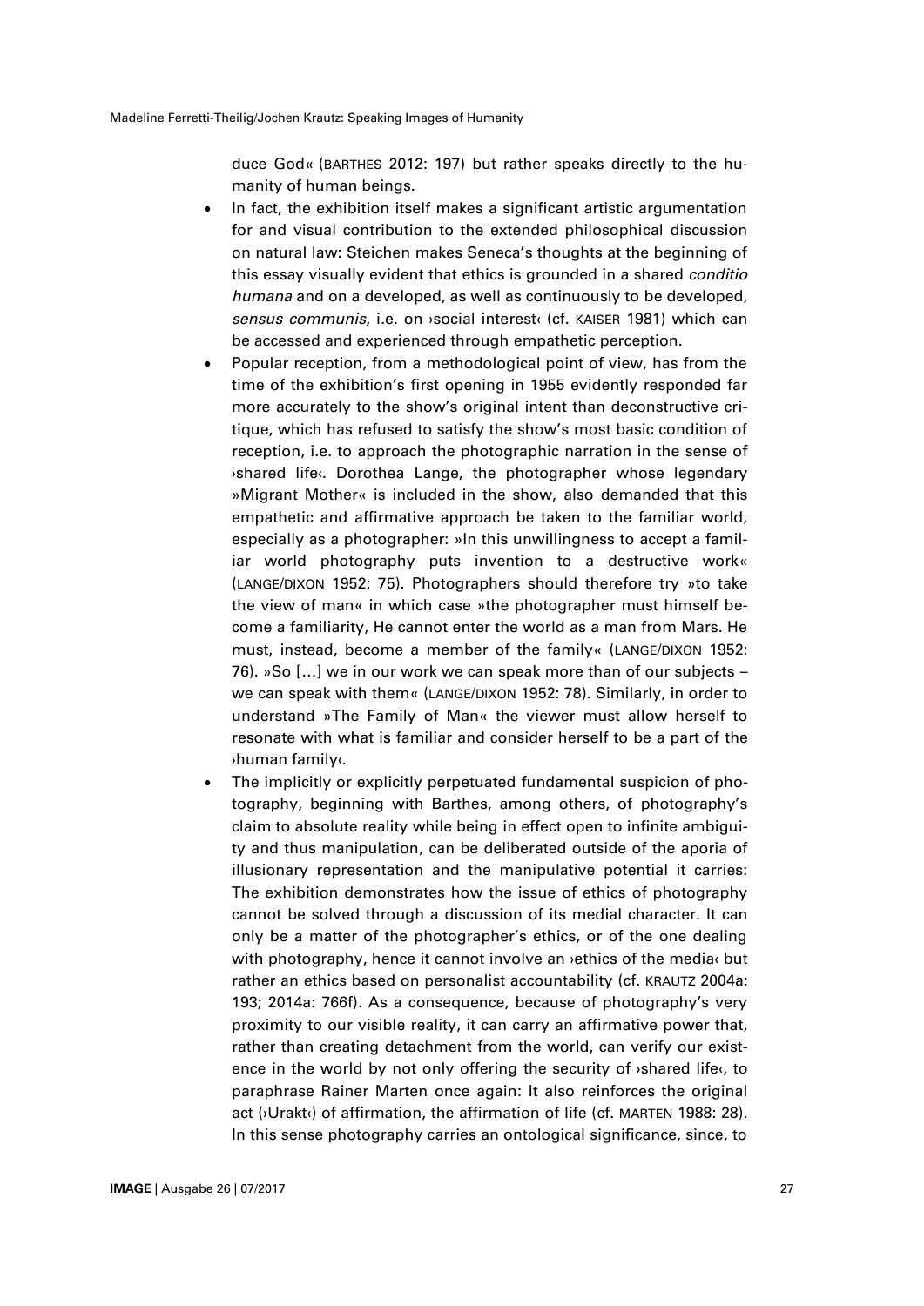duce God« (BARTHES 2012: 197) but rather speaks directly to the humanity of human beings.

- In fact, the exhibition itself makes a significant artistic argumentation for and visual contribution to the extended philosophical discussion on natural law: Steichen makes Seneca's thoughts at the beginning of this essay visually evident that ethics is grounded in a shared *conditio humana* and on a developed, as well as continuously to be developed, *sensus communis*, i.e. on ›social interest‹ (cf. KAISER 1981) which can be accessed and experienced through empathetic perception.
- Popular reception, from a methodological point of view, has from the time of the exhibition's first opening in 1955 evidently responded far more accurately to the show's original intent than deconstructive critique, which has refused to satisfy the show's most basic condition of reception, i.e. to approach the photographic narration in the sense of ›shared life‹. Dorothea Lange, the photographer whose legendary »Migrant Mother« is included in the show, also demanded that this empathetic and affirmative approach be taken to the familiar world, especially as a photographer: »In this unwillingness to accept a familiar world photography puts invention to a destructive work« (LANGE/DIXON 1952: 75). Photographers should therefore try »to take the view of man« in which case »the photographer must himself become a familiarity, He cannot enter the world as a man from Mars. He must, instead, become a member of the family« (LANGE/DIXON 1952: 76). »So […] we in our work we can speak more than of our subjects – we can speak with them« (LANGE/DIXON 1952: 78). Similarly, in order to understand »The Family of Man« the viewer must allow herself to resonate with what is familiar and consider herself to be a part of the ›human family‹.
- The implicitly or explicitly perpetuated fundamental suspicion of photography, beginning with Barthes, among others, of photography's claim to absolute reality while being in effect open to infinite ambiguity and thus manipulation, can be deliberated outside of the aporia of illusionary representation and the manipulative potential it carries: The exhibition demonstrates how the issue of ethics of photography cannot be solved through a discussion of its medial character. It can only be a matter of the photographer's ethics, or of the one dealing with photography, hence it cannot involve an ›ethics of the media‹ but rather an ethics based on personalist accountability (cf. KRAUTZ 2004a: 193; 2014a: 766f). As a consequence, because of photography's very proximity to our visible reality, it can carry an affirmative power that, rather than creating detachment from the world, can verify our existence in the world by not only offering the security of ›shared life‹, to paraphrase Rainer Marten once again: It also reinforces the original act (›Urakt‹) of affirmation, the affirmation of life (cf. MARTEN 1988: 28). In this sense photography carries an ontological significance, since, to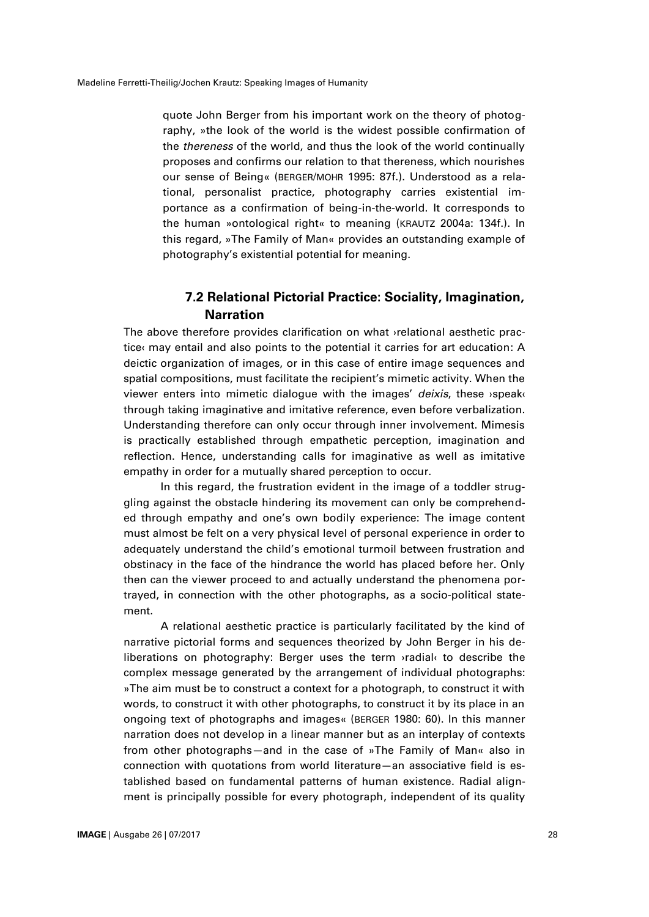quote John Berger from his important work on the theory of photography, »the look of the world is the widest possible confirmation of the *thereness* of the world, and thus the look of the world continually proposes and confirms our relation to that thereness, which nourishes our sense of Being« (BERGER/MOHR 1995: 87f.). Understood as a relational, personalist practice, photography carries existential importance as a confirmation of being-in-the-world. It corresponds to the human »ontological right« to meaning (KRAUTZ 2004a: 134f.). In this regard, »The Family of Man« provides an outstanding example of photography's existential potential for meaning.

### 7.2 Relational Pictorial Practice: Sociality, Imagination, Narration

The above therefore provides clarification on what ›relational aesthetic practice‹ may entail and also points to the potential it carries for art education: A deictic organization of images, or in this case of entire image sequences and spatial compositions, must facilitate the recipient's mimetic activity. When the viewer enters into mimetic dialogue with the images' *deixis*, these ›speak‹ through taking imaginative and imitative reference, even before verbalization. Understanding therefore can only occur through inner involvement. Mimesis is practically established through empathetic perception, imagination and reflection. Hence, understanding calls for imaginative as well as imitative empathy in order for a mutually shared perception to occur.

In this regard, the frustration evident in the image of a toddler struggling against the obstacle hindering its movement can only be comprehended through empathy and one's own bodily experience: The image content must almost be felt on a very physical level of personal experience in order to adequately understand the child's emotional turmoil between frustration and obstinacy in the face of the hindrance the world has placed before her. Only then can the viewer proceed to and actually understand the phenomena portrayed, in connection with the other photographs, as a socio-political statement.

A relational aesthetic practice is particularly facilitated by the kind of narrative pictorial forms and sequences theorized by John Berger in his deliberations on photography: Berger uses the term ›radial‹ to describe the complex message generated by the arrangement of individual photographs: »The aim must be to construct a context for a photograph, to construct it with words, to construct it with other photographs, to construct it by its place in an ongoing text of photographs and images« (BERGER 1980: 60). In this manner narration does not develop in a linear manner but as an interplay of contexts from other photographs—and in the case of »The Family of Man« also in connection with quotations from world literature—an associative field is established based on fundamental patterns of human existence. Radial alignment is principally possible for every photograph, independent of its quality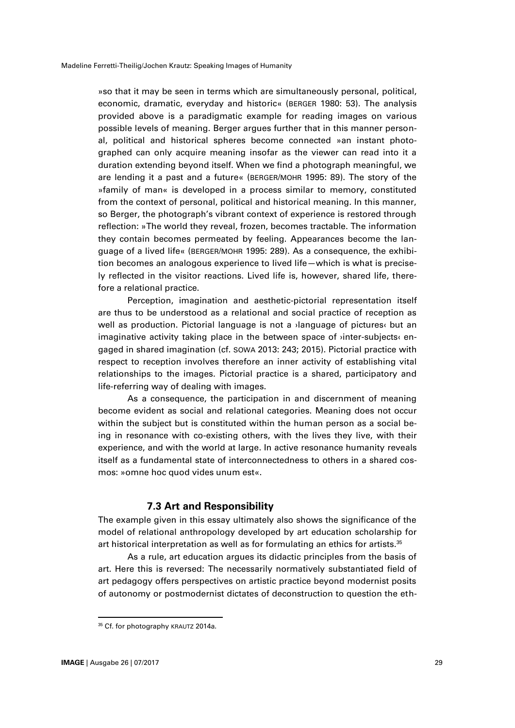»so that it may be seen in terms which are simultaneously personal, political, economic, dramatic, everyday and historic« (BERGER 1980: 53). The analysis provided above is a paradigmatic example for reading images on various possible levels of meaning. Berger argues further that in this manner personal, political and historical spheres become connected »an instant photographed can only acquire meaning insofar as the viewer can read into it a duration extending beyond itself. When we find a photograph meaningful, we are lending it a past and a future« (BERGER/MOHR 1995: 89). The story of the »family of man« is developed in a process similar to memory, constituted from the context of personal, political and historical meaning. In this manner, so Berger, the photograph's vibrant context of experience is restored through reflection: »The world they reveal, frozen, becomes tractable. The information they contain becomes permeated by feeling. Appearances become the language of a lived life« (BERGER/MOHR 1995: 289). As a consequence, the exhibition becomes an analogous experience to lived life—which is what is precisely reflected in the visitor reactions. Lived life is, however, shared life, therefore a relational practice.

Perception, imagination and aesthetic-pictorial representation itself are thus to be understood as a relational and social practice of reception as well as production. Pictorial language is not a ›language of pictures‹ but an imaginative activity taking place in the between space of ›inter-subjects‹ engaged in shared imagination (cf. SOWA 2013: 243; 2015). Pictorial practice with respect to reception involves therefore an inner activity of establishing vital relationships to the images. Pictorial practice is a shared, participatory and life-referring way of dealing with images.

As a consequence, the participation in and discernment of meaning become evident as social and relational categories. Meaning does not occur within the subject but is constituted within the human person as a social being in resonance with co-existing others, with the lives they live, with their experience, and with the world at large. In active resonance humanity reveals itself as a fundamental state of interconnectedness to others in a shared cosmos: »omne hoc quod vides unum est«.

### 7.3 Art and Responsibility

The example given in this essay ultimately also shows the significance of the model of relational anthropology developed by art education scholarship for art historical interpretation as well as for formulating an ethics for artists.[35]

As a rule, art education argues its didactic principles from the basis of art. Here this is reversed: The necessarily normatively substantiated field of art pedagogy offers perspectives on artistic practice beyond modernist posits of autonomy or postmodernist dictates of deconstruction to question the eth-

[35] Cf. for photography KRAUTZ 2014a.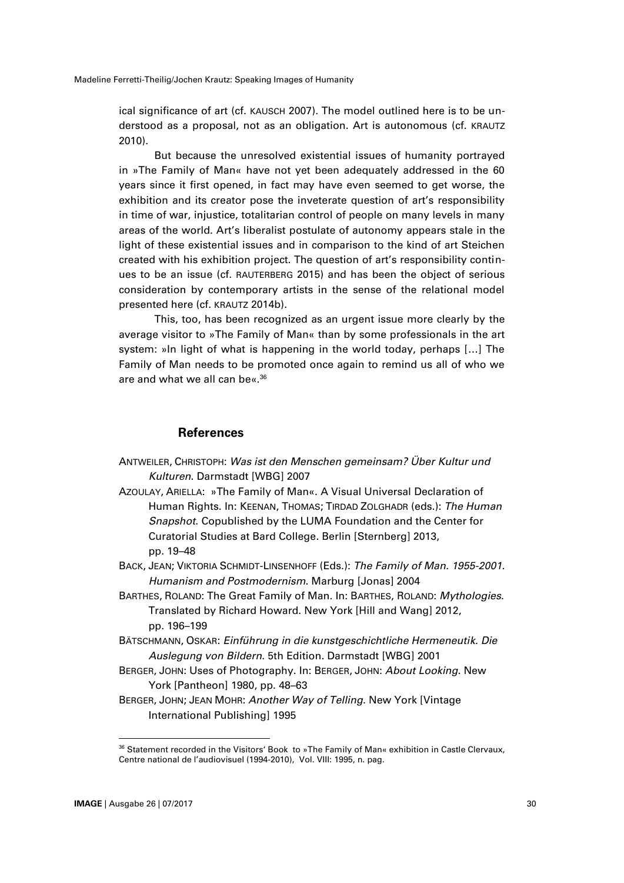ical significance of art (cf. KAUSCH 2007). The model outlined here is to be understood as a proposal, not as an obligation. Art is autonomous (cf. KRAUTZ 2010).

But because the unresolved existential issues of humanity portrayed in »The Family of Man« have not yet been adequately addressed in the 60 years since it first opened, in fact may have even seemed to get worse, the exhibition and its creator pose the inveterate question of art's responsibility in time of war, injustice, totalitarian control of people on many levels in many areas of the world. Art's liberalist postulate of autonomy appears stale in the light of these existential issues and in comparison to the kind of art Steichen created with his exhibition project. The question of art's responsibility continues to be an issue (cf. RAUTERBERG 2015) and has been the object of serious consideration by contemporary artists in the sense of the relational model presented here (cf. KRAUTZ 2014b).

This, too, has been recognized as an urgent issue more clearly by the average visitor to »The Family of Man« than by some professionals in the art system: »In light of what is happening in the world today, perhaps [...] The Family of Man needs to be promoted once again to remind us all of who we are and what we all can be«.[36]

## References

ANTWEILER, CHRISTOPH: *Was ist den Menschen gemeinsam? Über Kultur und Kulturen*. Darmstadt [WBG] 2007

AZOULAY, ARIELLA: »The Family of Man«. A Visual Universal Declaration of Human Rights. In: KEENAN, THOMAS; TIRDAD ZOLGHADR (eds.): *The Human Snapshot*. Copublished by the LUMA Foundation and the Center for Curatorial Studies at Bard College. Berlin [Sternberg] 2013, pp. 19–48

BACK, JEAN; VIKTORIA SCHMIDT-LINSENHOFF (Eds.): *The Family of Man. 1955-2001. Humanism and Postmodernism*. Marburg [Jonas] 2004

BARTHES, ROLAND: The Great Family of Man. In: BARTHES, ROLAND: *Mythologies*. Translated by Richard Howard. New York [Hill and Wang] 2012, pp. 196–199

BÄTSCHMANN, OSKAR: *Einführung in die kunstgeschichtliche Hermeneutik. Die Auslegung von Bildern*. 5th Edition. Darmstadt [WBG] 2001

BERGER, JOHN: Uses of Photography. In: BERGER, JOHN: *About Looking*. New York [Pantheon] 1980, pp. 48–63

BERGER, JOHN; JEAN MOHR: *Another Way of Telling*. New York [Vintage International Publishing] 1995

[36] Statement recorded in the Visitors' Book to »The Family of Man« exhibition in Castle Clervaux, Centre national de l'audiovisuel (1994-2010), Vol. VIII: 1995, n. pag.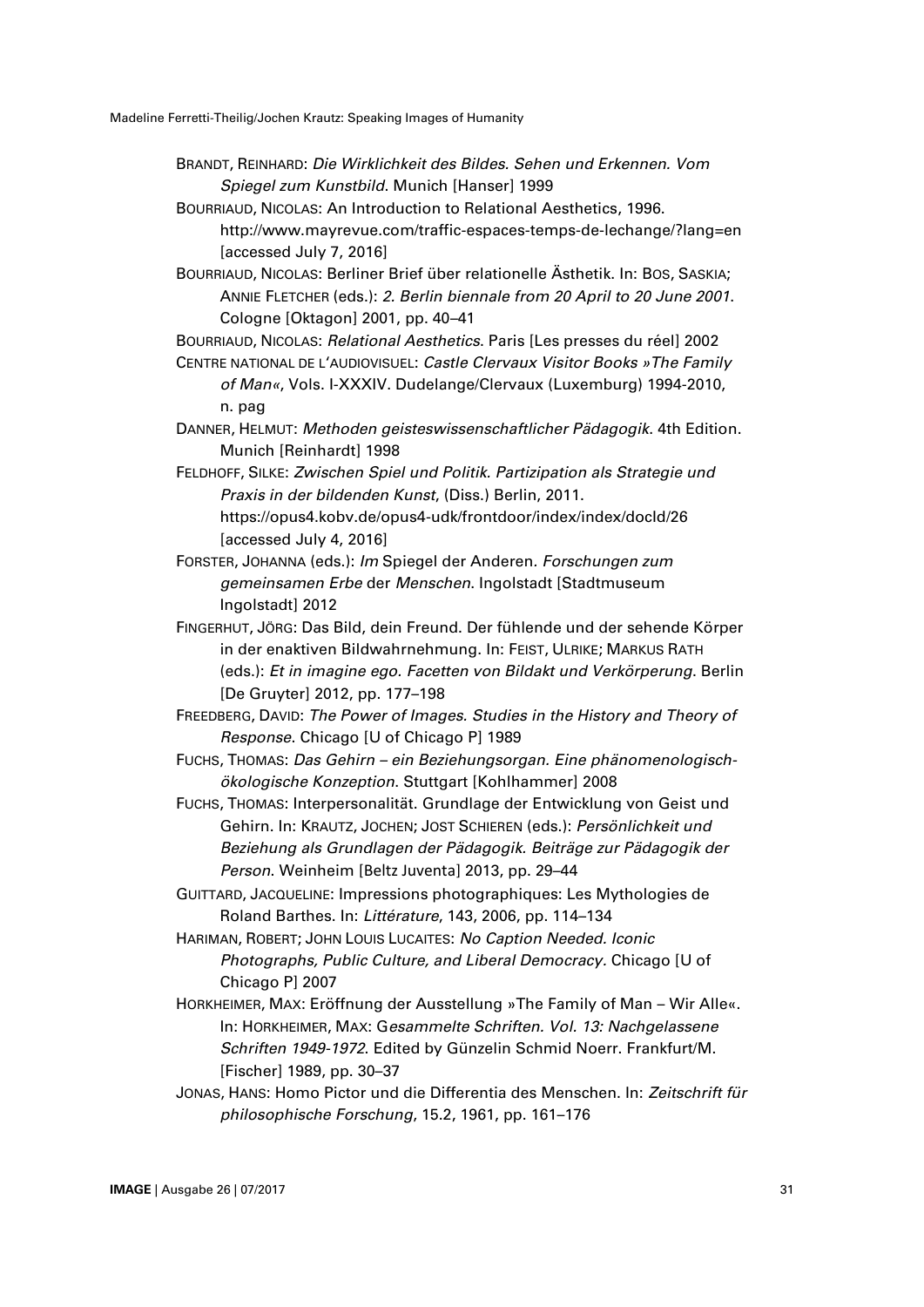BRANDT, REINHARD: *Die Wirklichkeit des Bildes. Sehen und Erkennen. Vom Spiegel zum Kunstbild*. Munich [Hanser] 1999

BOURRIAUD, NICOLAS: An Introduction to Relational Aesthetics, 1996. http://www.mayrevue.com/traffic-espaces-temps-de-lechange/?lang=en [accessed July 7, 2016]

BOURRIAUD, NICOLAS: Berliner Brief über relationelle Ästhetik. In: BOS, SASKIA; ANNIE FLETCHER (eds.): *2. Berlin biennale from 20 April to 20 June 2001*. Cologne [Oktagon] 2001, pp. 40–41

BOURRIAUD, NICOLAS: *Relational Aesthetics*. Paris [Les presses du réel] 2002

CENTRE NATIONAL DE L'AUDIOVISUEL: *Castle Clervaux Visitor Books »The Family of Man«*, Vols. I-XXXIV. Dudelange/Clervaux (Luxemburg) 1994-2010, n. pag

DANNER, HELMUT: *Methoden geisteswissenschaftlicher Pädagogik*. 4th Edition. Munich [Reinhardt] 1998

FELDHOFF, SILKE: *Zwischen Spiel und Politik. Partizipation als Strategie und Praxis in der bildenden Kunst*, (Diss.) Berlin, 2011. https://opus4.kobv.de/opus4-udk/frontdoor/index/index/docId/26 [accessed July 4, 2016]

FORSTER, JOHANNA (eds.): *Im* Spiegel der Anderen*. Forschungen zum gemeinsamen Erbe* der *Menschen*. Ingolstadt [Stadtmuseum Ingolstadt] 2012

FINGERHUT, JÖRG: Das Bild, dein Freund. Der fühlende und der sehende Körper in der enaktiven Bildwahrnehmung. In: FEIST, ULRIKE; MARKUS RATH (eds.): *Et in imagine ego. Facetten von Bildakt und Verkörperung*. Berlin [De Gruyter] 2012, pp. 177–198

FREEDBERG, DAVID: *The Power of Images. Studies in the History and Theory of Response*. Chicago [U of Chicago P] 1989

FUCHS, THOMAS: *Das Gehirn – ein Beziehungsorgan. Eine phänomenologisch-ökologische Konzeption*. Stuttgart [Kohlhammer] 2008

FUCHS, THOMAS: Interpersonalität. Grundlage der Entwicklung von Geist und Gehirn. In: KRAUTZ, JOCHEN; JOST SCHIEREN (eds.): *Persönlichkeit und Beziehung als Grundlagen der Pädagogik. Beiträge zur Pädagogik der Person*. Weinheim [Beltz Juventa] 2013, pp. 29–44

GUITTARD, JACQUELINE: Impressions photographiques: Les Mythologies de Roland Barthes. In: *Littérature*, 143, 2006, pp. 114–134

HARIMAN, ROBERT; JOHN LOUIS LUCAITES: *No Caption Needed. Iconic Photographs, Public Culture, and Liberal Democracy*. Chicago [U of Chicago P] 2007

HORKHEIMER, MAX: Eröffnung der Ausstellung »The Family of Man – Wir Alle«. In: HORKHEIMER, MAX: G*esammelte Schriften. Vol. 13: Nachgelassene Schriften 1949-1972*. Edited by Günzelin Schmid Noerr. Frankfurt/M. [Fischer] 1989, pp. 30–37

JONAS, HANS: Homo Pictor und die Differentia des Menschen. In: *Zeitschrift für philosophische Forschung*, 15.2, 1961, pp. 161–176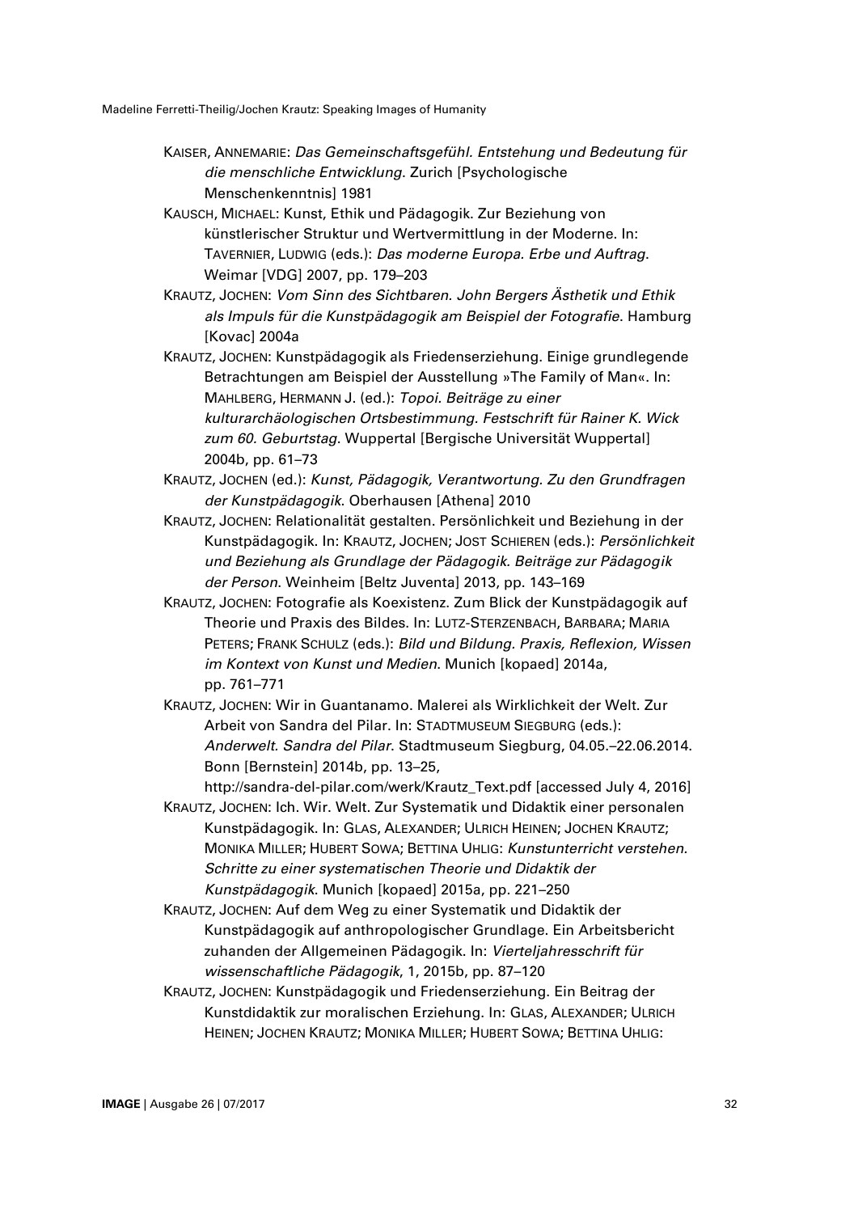KAISER, ANNEMARIE: *Das Gemeinschaftsgefühl. Entstehung und Bedeutung für die menschliche Entwicklung*. Zurich [Psychologische Menschenkenntnis] 1981

KAUSCH, MICHAEL: Kunst, Ethik und Pädagogik. Zur Beziehung von künstlerischer Struktur und Wertvermittlung in der Moderne. In: TAVERNIER, LUDWIG (eds.): *Das moderne Europa. Erbe und Auftrag*. Weimar [VDG] 2007, pp. 179–203

KRAUTZ, JOCHEN: *Vom Sinn des Sichtbaren. John Bergers Ästhetik und Ethik als Impuls für die Kunstpädagogik am Beispiel der Fotografie*. Hamburg [Kovac] 2004a

KRAUTZ, JOCHEN: Kunstpädagogik als Friedenserziehung. Einige grundlegende Betrachtungen am Beispiel der Ausstellung »The Family of Man«. In: MAHLBERG, HERMANN J. (ed.): *Topoi. Beiträge zu einer kulturarchäologischen Ortsbestimmung. Festschrift für Rainer K. Wick zum 60. Geburtstag*. Wuppertal [Bergische Universität Wuppertal] 2004b, pp. 61–73

KRAUTZ, JOCHEN (ed.): *Kunst, Pädagogik, Verantwortung. Zu den Grundfragen der Kunstpädagogik*. Oberhausen [Athena] 2010

KRAUTZ, JOCHEN: Relationalität gestalten. Persönlichkeit und Beziehung in der Kunstpädagogik. In: KRAUTZ, JOCHEN; JOST SCHIEREN (eds.): *Persönlichkeit und Beziehung als Grundlage der Pädagogik. Beiträge zur Pädagogik der Person*. Weinheim [Beltz Juventa] 2013, pp. 143–169

KRAUTZ, JOCHEN: Fotografie als Koexistenz. Zum Blick der Kunstpädagogik auf Theorie und Praxis des Bildes. In: LUTZ-STERZENBACH, BARBARA; MARIA PETERS; FRANK SCHULZ (eds.): *Bild und Bildung. Praxis, Reflexion, Wissen im Kontext von Kunst und Medien*. Munich [kopaed] 2014a, pp. 761–771

KRAUTZ, JOCHEN: Wir in Guantanamo. Malerei als Wirklichkeit der Welt. Zur Arbeit von Sandra del Pilar. In: STADTMUSEUM SIEGBURG (eds.): *Anderwelt. Sandra del Pilar*. Stadtmuseum Siegburg, 04.05.–22.06.2014. Bonn [Bernstein] 2014b, pp. 13–25, http://sandra-del-pilar.com/werk/Krautz_Text.pdf [accessed July 4, 2016]

KRAUTZ, JOCHEN: Ich. Wir. Welt. Zur Systematik und Didaktik einer personalen Kunstpädagogik. In: GLAS, ALEXANDER; ULRICH HEINEN; JOCHEN KRAUTZ; MONIKA MILLER; HUBERT SOWA; BETTINA UHLIG: *Kunstunterricht verstehen. Schritte zu einer systematischen Theorie und Didaktik der Kunstpädagogik*. Munich [kopaed] 2015a, pp. 221–250

KRAUTZ, JOCHEN: Auf dem Weg zu einer Systematik und Didaktik der Kunstpädagogik auf anthropologischer Grundlage. Ein Arbeitsbericht zuhanden der Allgemeinen Pädagogik. In: *Vierteljahresschrift für wissenschaftliche Pädagogik*, 1, 2015b, pp. 87–120

KRAUTZ, JOCHEN: Kunstpädagogik und Friedenserziehung. Ein Beitrag der Kunstdidaktik zur moralischen Erziehung. In: GLAS, ALEXANDER; ULRICH HEINEN; JOCHEN KRAUTZ; MONIKA MILLER; HUBERT SOWA; BETTINA UHLIG: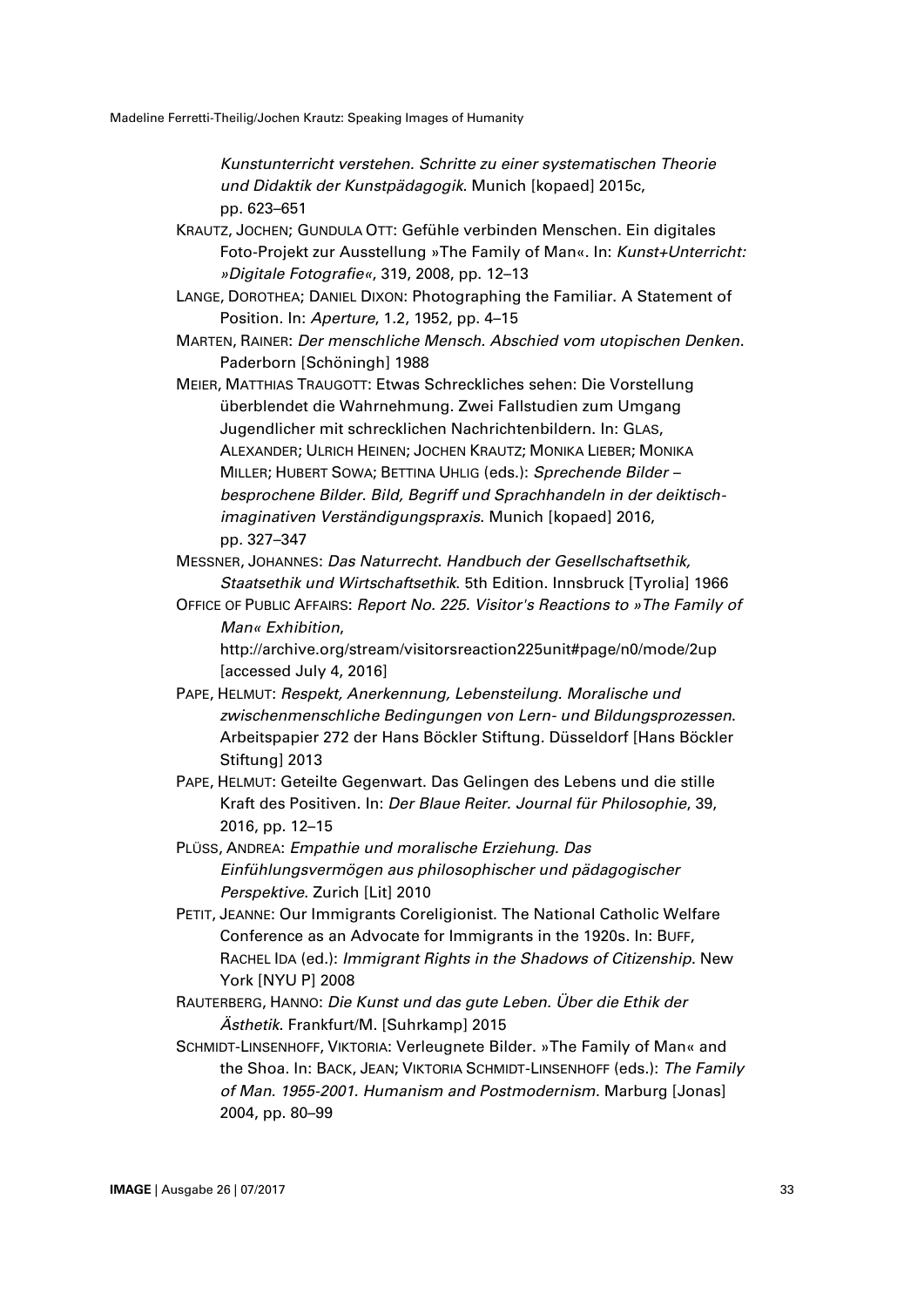*Kunstunterricht verstehen. Schritte zu einer systematischen Theorie und Didaktik der Kunstpädagogik*. Munich [kopaed] 2015c, pp. 623–651

KRAUTZ, JOCHEN; GUNDULA OTT: Gefühle verbinden Menschen. Ein digitales Foto-Projekt zur Ausstellung »The Family of Man«. In: *Kunst+Unterricht: »Digitale Fotografie«*, 319, 2008, pp. 12–13

LANGE, DOROTHEA; DANIEL DIXON: Photographing the Familiar. A Statement of Position. In: *Aperture*, 1.2, 1952, pp. 4–15

MARTEN, RAINER: *Der menschliche Mensch. Abschied vom utopischen Denken*. Paderborn [Schöningh] 1988

MEIER, MATTHIAS TRAUGOTT: Etwas Schreckliches sehen: Die Vorstellung überblendet die Wahrnehmung. Zwei Fallstudien zum Umgang Jugendlicher mit schrecklichen Nachrichtenbildern. In: GLAS, ALEXANDER; ULRICH HEINEN; JOCHEN KRAUTZ; MONIKA LIEBER; MONIKA MILLER; HUBERT SOWA; BETTINA UHLIG (eds.): *Sprechende Bilder – besprochene Bilder. Bild, Begriff und Sprachhandeln in der deiktisch-imaginativen Verständigungspraxis*. Munich [kopaed] 2016, pp. 327–347

MESSNER, JOHANNES: *Das Naturrecht. Handbuch der Gesellschaftsethik, Staatsethik und Wirtschaftsethik*. 5th Edition. Innsbruck [Tyrolia] 1966

OFFICE OF PUBLIC AFFAIRS: *Report No. 225. Visitor's Reactions to »The Family of Man« Exhibition*, http://archive.org/stream/visitorsreaction225unit#page/n0/mode/2up [accessed July 4, 2016]

PAPE, HELMUT: *Respekt, Anerkennung, Lebensteilung. Moralische und zwischenmenschliche Bedingungen von Lern- und Bildungsprozessen*. Arbeitspapier 272 der Hans Böckler Stiftung. Düsseldorf [Hans Böckler Stiftung] 2013

PAPE, HELMUT: Geteilte Gegenwart. Das Gelingen des Lebens und die stille Kraft des Positiven. In: *Der Blaue Reiter. Journal für Philosophie*, 39, 2016, pp. 12–15

PLÜSS, ANDREA: *Empathie und moralische Erziehung. Das Einfühlungsvermögen aus philosophischer und pädagogischer Perspektive*. Zurich [Lit] 2010

PETIT, JEANNE: Our Immigrants Coreligionist. The National Catholic Welfare Conference as an Advocate for Immigrants in the 1920s. In: BUFF, RACHEL IDA (ed.): *Immigrant Rights in the Shadows of Citizenship*. New York [NYU P] 2008

RAUTERBERG, HANNO: *Die Kunst und das gute Leben. Über die Ethik der Ästhetik*. Frankfurt/M. [Suhrkamp] 2015

SCHMIDT-LINSENHOFF, VIKTORIA: Verleugnete Bilder. »The Family of Man« and the Shoa. In: BACK, JEAN; VIKTORIA SCHMIDT-LINSENHOFF (eds.): *The Family of Man. 1955-2001. Humanism and Postmodernism*. Marburg [Jonas] 2004, pp. 80–99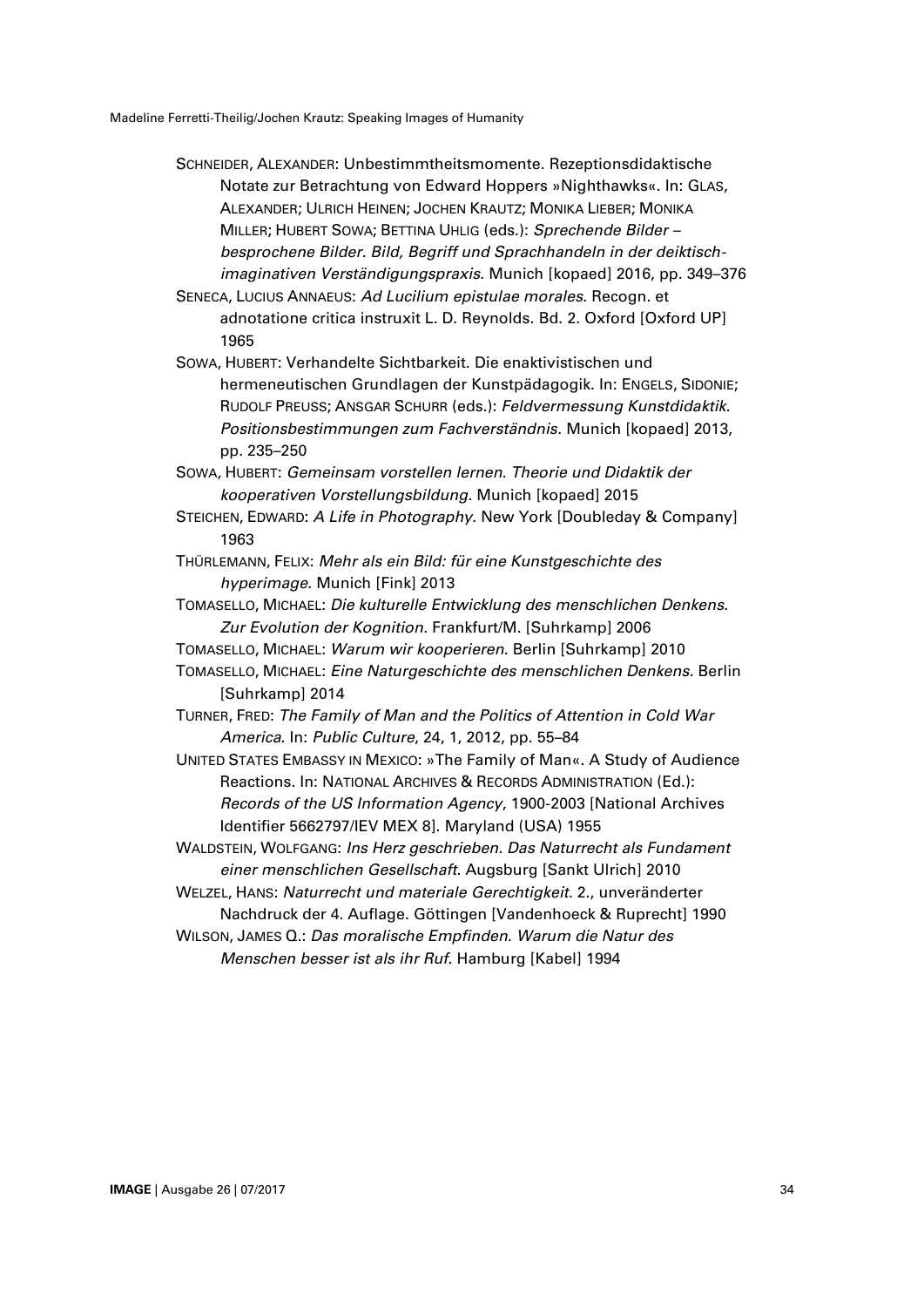SCHNEIDER, ALEXANDER: Unbestimmtheitsmomente. Rezeptionsdidaktische Notate zur Betrachtung von Edward Hoppers »Nighthawks«. In: GLAS, ALEXANDER; ULRICH HEINEN; JOCHEN KRAUTZ; MONIKA LIEBER; MONIKA MILLER; HUBERT SOWA; BETTINA UHLIG (eds.): *Sprechende Bilder – besprochene Bilder. Bild, Begriff und Sprachhandeln in der deiktisch-imaginativen Verständigungspraxis*. Munich [kopaed] 2016, pp. 349–376

SENECA, LUCIUS ANNAEUS: *Ad Lucilium epistulae morales*. Recogn. et adnotatione critica instruxit L. D. Reynolds. Bd. 2. Oxford [Oxford UP] 1965

SOWA, HUBERT: Verhandelte Sichtbarkeit. Die enaktivistischen und hermeneutischen Grundlagen der Kunstpädagogik. In: ENGELS, SIDONIE; RUDOLF PREUSS; ANSGAR SCHURR (eds.): *Feldvermessung Kunstdidaktik. Positionsbestimmungen zum Fachverständnis*. Munich [kopaed] 2013, pp. 235–250

SOWA, HUBERT: *Gemeinsam vorstellen lernen. Theorie und Didaktik der kooperativen Vorstellungsbildung*. Munich [kopaed] 2015

STEICHEN, EDWARD: *A Life in Photography*. New York [Doubleday & Company] 1963

THÜRLEMANN, FELIX: *Mehr als ein Bild: für eine Kunstgeschichte des hyperimage*. Munich [Fink] 2013

TOMASELLO, MICHAEL: *Die kulturelle Entwicklung des menschlichen Denkens. Zur Evolution der Kognition*. Frankfurt/M. [Suhrkamp] 2006

TOMASELLO, MICHAEL: *Warum wir kooperieren*. Berlin [Suhrkamp] 2010

TOMASELLO, MICHAEL: *Eine Naturgeschichte des menschlichen Denkens*. Berlin [Suhrkamp] 2014

TURNER, FRED: *The Family of Man and the Politics of Attention in Cold War America*. In: *Public Culture*, 24, 1, 2012, pp. 55–84

UNITED STATES EMBASSY IN MEXICO: »The Family of Man«. A Study of Audience Reactions. In: NATIONAL ARCHIVES & RECORDS ADMINISTRATION (Ed.): *Records of the US Information Agency*, 1900-2003 [National Archives Identifier 5662797/IEV MEX 8]. Maryland (USA) 1955

WALDSTEIN, WOLFGANG: *Ins Herz geschrieben. Das Naturrecht als Fundament einer menschlichen Gesellschaft*. Augsburg [Sankt Ulrich] 2010

WELZEL, HANS: *Naturrecht und materiale Gerechtigkeit*. 2., unveränderter Nachdruck der 4. Auflage. Göttingen [Vandenhoeck & Ruprecht] 1990

WILSON, JAMES Q.: *Das moralische Empfinden. Warum die Natur des Menschen besser ist als ihr Ruf*. Hamburg [Kabel] 1994